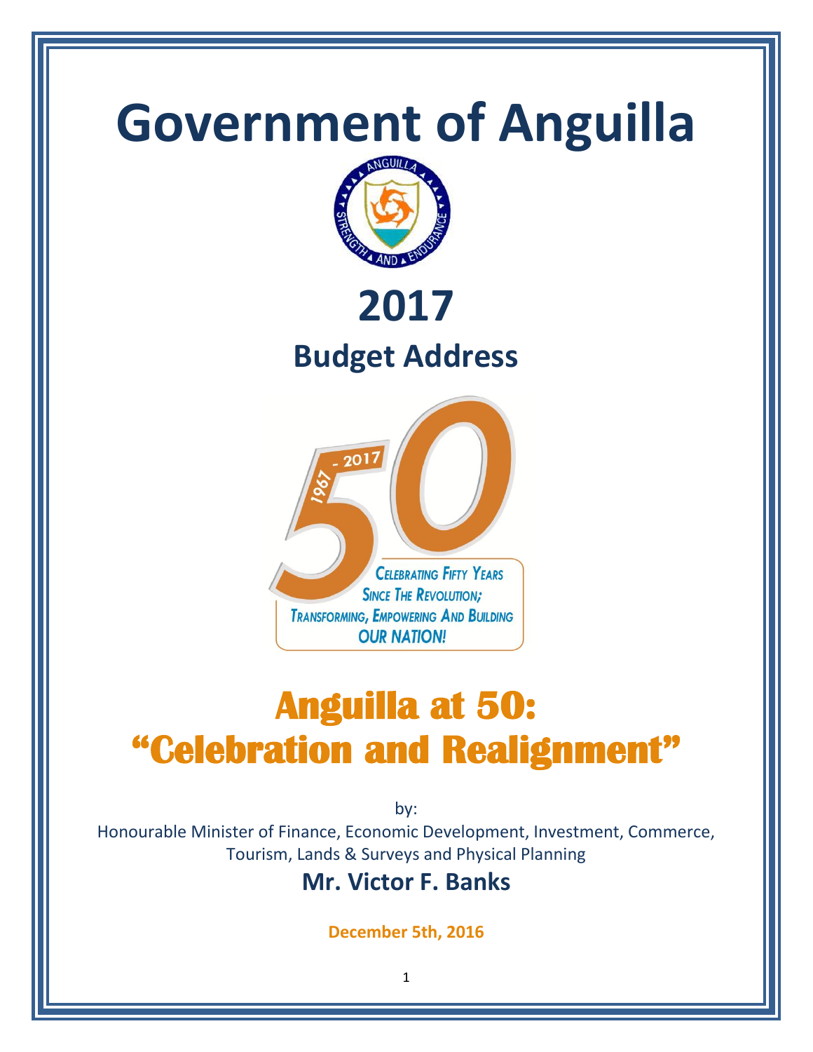# Government of Anguilla

# 2017

## Budget Address

1967 - 2017

CELEBRATING FIFTY YEARS SINCE THE REVOLUTION; TRANSFORMING, EMPOWERING AND BUILDING OUR NATION!

# Anguilla at 50: "Celebration and Realignment"

by:

Honourable Minister of Finance, Economic Development, Investment, Commerce, Tourism, Lands & Surveys and Physical Planning

## Mr. Victor F. Banks

**December 5th, 2016**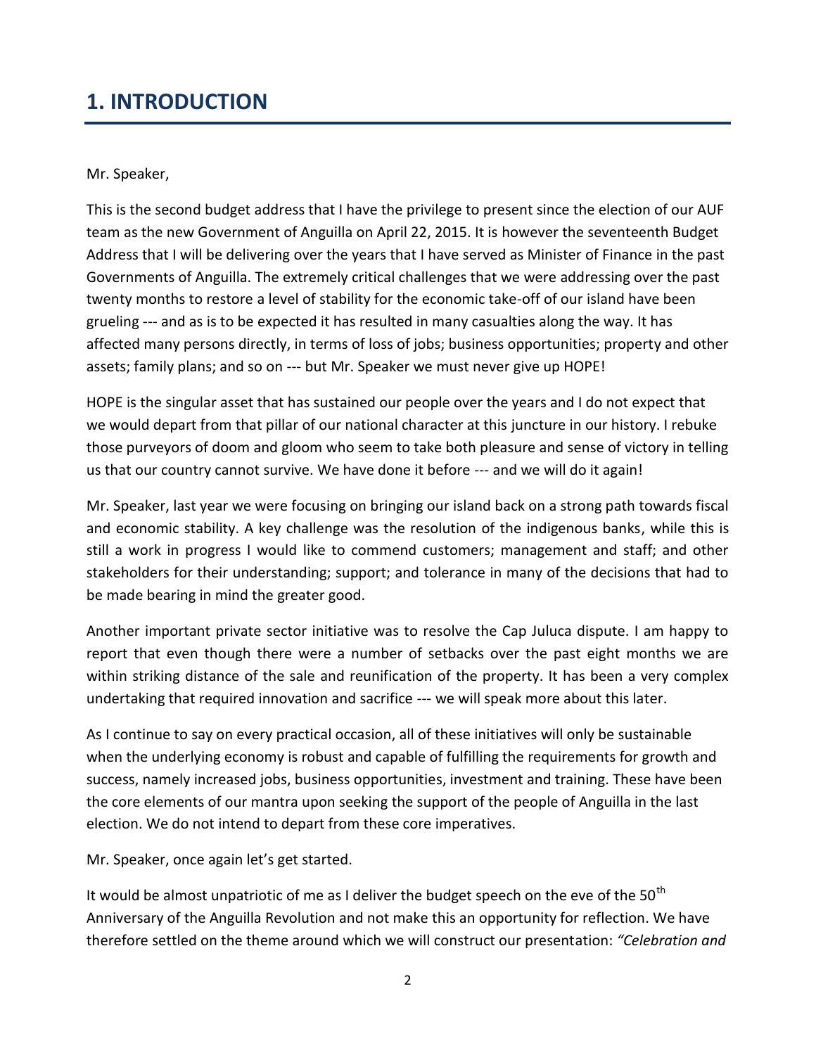# 1. INTRODUCTION

Mr. Speaker,

This is the second budget address that I have the privilege to present since the election of our AUF team as the new Government of Anguilla on April 22, 2015. It is however the seventeenth Budget Address that I will be delivering over the years that I have served as Minister of Finance in the past Governments of Anguilla. The extremely critical challenges that we were addressing over the past twenty months to restore a level of stability for the economic take-off of our island have been grueling --- and as is to be expected it has resulted in many casualties along the way. It has affected many persons directly, in terms of loss of jobs; business opportunities; property and other assets; family plans; and so on --- but Mr. Speaker we must never give up HOPE!

HOPE is the singular asset that has sustained our people over the years and I do not expect that we would depart from that pillar of our national character at this juncture in our history. I rebuke those purveyors of doom and gloom who seem to take both pleasure and sense of victory in telling us that our country cannot survive. We have done it before --- and we will do it again!

Mr. Speaker, last year we were focusing on bringing our island back on a strong path towards fiscal and economic stability. A key challenge was the resolution of the indigenous banks, while this is still a work in progress I would like to commend customers; management and staff; and other stakeholders for their understanding; support; and tolerance in many of the decisions that had to be made bearing in mind the greater good.

Another important private sector initiative was to resolve the Cap Juluca dispute. I am happy to report that even though there were a number of setbacks over the past eight months we are within striking distance of the sale and reunification of the property. It has been a very complex undertaking that required innovation and sacrifice --- we will speak more about this later.

As I continue to say on every practical occasion, all of these initiatives will only be sustainable when the underlying economy is robust and capable of fulfilling the requirements for growth and success, namely increased jobs, business opportunities, investment and training. These have been the core elements of our mantra upon seeking the support of the people of Anguilla in the last election. We do not intend to depart from these core imperatives.

Mr. Speaker, once again let's get started.

It would be almost unpatriotic of me as I deliver the budget speech on the eve of the 50th Anniversary of the Anguilla Revolution and not make this an opportunity for reflection. We have therefore settled on the theme around which we will construct our presentation: *"Celebration and*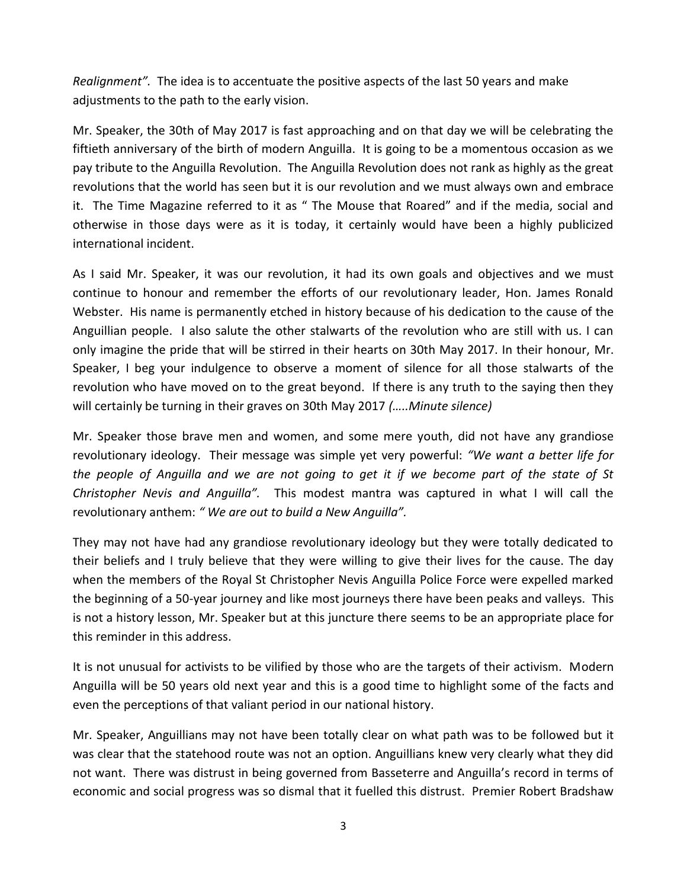*Realignment".* The idea is to accentuate the positive aspects of the last 50 years and make adjustments to the path to the early vision.

Mr. Speaker, the 30th of May 2017 is fast approaching and on that day we will be celebrating the fiftieth anniversary of the birth of modern Anguilla. It is going to be a momentous occasion as we pay tribute to the Anguilla Revolution. The Anguilla Revolution does not rank as highly as the great revolutions that the world has seen but it is our revolution and we must always own and embrace it. The Time Magazine referred to it as " The Mouse that Roared" and if the media, social and otherwise in those days were as it is today, it certainly would have been a highly publicized international incident.

As I said Mr. Speaker, it was our revolution, it had its own goals and objectives and we must continue to honour and remember the efforts of our revolutionary leader, Hon. James Ronald Webster. His name is permanently etched in history because of his dedication to the cause of the Anguillian people. I also salute the other stalwarts of the revolution who are still with us. I can only imagine the pride that will be stirred in their hearts on 30th May 2017. In their honour, Mr. Speaker, I beg your indulgence to observe a moment of silence for all those stalwarts of the revolution who have moved on to the great beyond. If there is any truth to the saying then they will certainly be turning in their graves on 30th May 2017 *(.....Minute silence)*

Mr. Speaker those brave men and women, and some mere youth, did not have any grandiose revolutionary ideology. Their message was simple yet very powerful: *"We want a better life for the people of Anguilla and we are not going to get it if we become part of the state of St Christopher Nevis and Anguilla".* This modest mantra was captured in what I will call the revolutionary anthem: *" We are out to build a New Anguilla".*

They may not have had any grandiose revolutionary ideology but they were totally dedicated to their beliefs and I truly believe that they were willing to give their lives for the cause. The day when the members of the Royal St Christopher Nevis Anguilla Police Force were expelled marked the beginning of a 50-year journey and like most journeys there have been peaks and valleys. This is not a history lesson, Mr. Speaker but at this juncture there seems to be an appropriate place for this reminder in this address.

It is not unusual for activists to be vilified by those who are the targets of their activism. Modern Anguilla will be 50 years old next year and this is a good time to highlight some of the facts and even the perceptions of that valiant period in our national history.

Mr. Speaker, Anguillians may not have been totally clear on what path was to be followed but it was clear that the statehood route was not an option. Anguillians knew very clearly what they did not want. There was distrust in being governed from Basseterre and Anguilla's record in terms of economic and social progress was so dismal that it fuelled this distrust. Premier Robert Bradshaw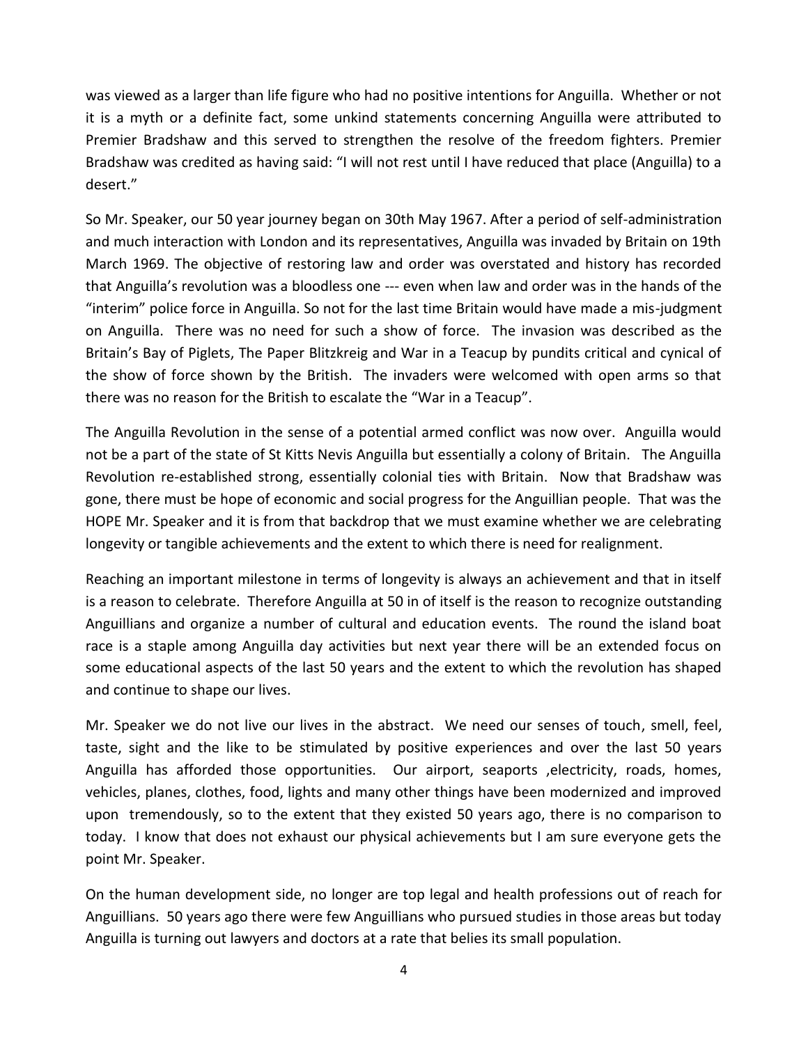was viewed as a larger than life figure who had no positive intentions for Anguilla. Whether or not it is a myth or a definite fact, some unkind statements concerning Anguilla were attributed to Premier Bradshaw and this served to strengthen the resolve of the freedom fighters. Premier Bradshaw was credited as having said: "I will not rest until I have reduced that place (Anguilla) to a desert."

So Mr. Speaker, our 50 year journey began on 30th May 1967. After a period of self-administration and much interaction with London and its representatives, Anguilla was invaded by Britain on 19th March 1969. The objective of restoring law and order was overstated and history has recorded that Anguilla's revolution was a bloodless one --- even when law and order was in the hands of the "interim" police force in Anguilla. So not for the last time Britain would have made a mis-judgment on Anguilla. There was no need for such a show of force. The invasion was described as the Britain's Bay of Piglets, The Paper Blitzkreig and War in a Teacup by pundits critical and cynical of the show of force shown by the British. The invaders were welcomed with open arms so that there was no reason for the British to escalate the "War in a Teacup".

The Anguilla Revolution in the sense of a potential armed conflict was now over. Anguilla would not be a part of the state of St Kitts Nevis Anguilla but essentially a colony of Britain. The Anguilla Revolution re-established strong, essentially colonial ties with Britain. Now that Bradshaw was gone, there must be hope of economic and social progress for the Anguillian people. That was the HOPE Mr. Speaker and it is from that backdrop that we must examine whether we are celebrating longevity or tangible achievements and the extent to which there is need for realignment.

Reaching an important milestone in terms of longevity is always an achievement and that in itself is a reason to celebrate. Therefore Anguilla at 50 in of itself is the reason to recognize outstanding Anguillians and organize a number of cultural and education events. The round the island boat race is a staple among Anguilla day activities but next year there will be an extended focus on some educational aspects of the last 50 years and the extent to which the revolution has shaped and continue to shape our lives.

Mr. Speaker we do not live our lives in the abstract. We need our senses of touch, smell, feel, taste, sight and the like to be stimulated by positive experiences and over the last 50 years Anguilla has afforded those opportunities. Our airport, seaports ,electricity, roads, homes, vehicles, planes, clothes, food, lights and many other things have been modernized and improved upon tremendously, so to the extent that they existed 50 years ago, there is no comparison to today. I know that does not exhaust our physical achievements but I am sure everyone gets the point Mr. Speaker.

On the human development side, no longer are top legal and health professions out of reach for Anguillians. 50 years ago there were few Anguillians who pursued studies in those areas but today Anguilla is turning out lawyers and doctors at a rate that belies its small population.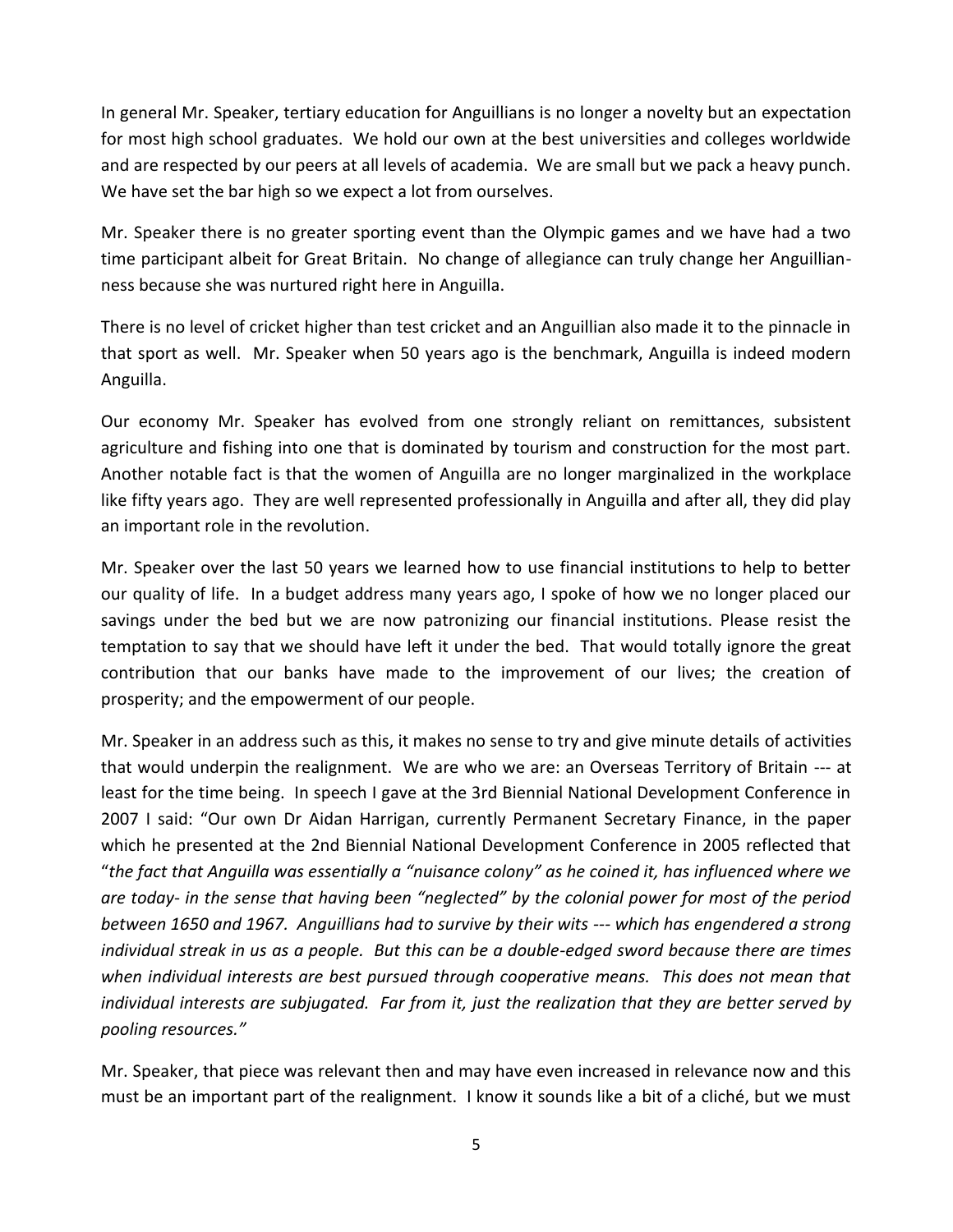In general Mr. Speaker, tertiary education for Anguillians is no longer a novelty but an expectation for most high school graduates. We hold our own at the best universities and colleges worldwide and are respected by our peers at all levels of academia. We are small but we pack a heavy punch. We have set the bar high so we expect a lot from ourselves.

Mr. Speaker there is no greater sporting event than the Olympic games and we have had a two time participant albeit for Great Britain. No change of allegiance can truly change her Anguillian-ness because she was nurtured right here in Anguilla.

There is no level of cricket higher than test cricket and an Anguillian also made it to the pinnacle in that sport as well. Mr. Speaker when 50 years ago is the benchmark, Anguilla is indeed modern Anguilla.

Our economy Mr. Speaker has evolved from one strongly reliant on remittances, subsistent agriculture and fishing into one that is dominated by tourism and construction for the most part. Another notable fact is that the women of Anguilla are no longer marginalized in the workplace like fifty years ago. They are well represented professionally in Anguilla and after all, they did play an important role in the revolution.

Mr. Speaker over the last 50 years we learned how to use financial institutions to help to better our quality of life. In a budget address many years ago, I spoke of how we no longer placed our savings under the bed but we are now patronizing our financial institutions. Please resist the temptation to say that we should have left it under the bed. That would totally ignore the great contribution that our banks have made to the improvement of our lives; the creation of prosperity; and the empowerment of our people.

Mr. Speaker in an address such as this, it makes no sense to try and give minute details of activities that would underpin the realignment. We are who we are: an Overseas Territory of Britain --- at least for the time being. In speech I gave at the 3rd Biennial National Development Conference in 2007 I said: "Our own Dr Aidan Harrigan, currently Permanent Secretary Finance, in the paper which he presented at the 2nd Biennial National Development Conference in 2005 reflected that "*the fact that Anguilla was essentially a "nuisance colony" as he coined it, has influenced where we are today- in the sense that having been "neglected" by the colonial power for most of the period between 1650 and 1967. Anguillians had to survive by their wits --- which has engendered a strong individual streak in us as a people. But this can be a double-edged sword because there are times when individual interests are best pursued through cooperative means. This does not mean that individual interests are subjugated. Far from it, just the realization that they are better served by pooling resources."*

Mr. Speaker, that piece was relevant then and may have even increased in relevance now and this must be an important part of the realignment. I know it sounds like a bit of a cliché, but we must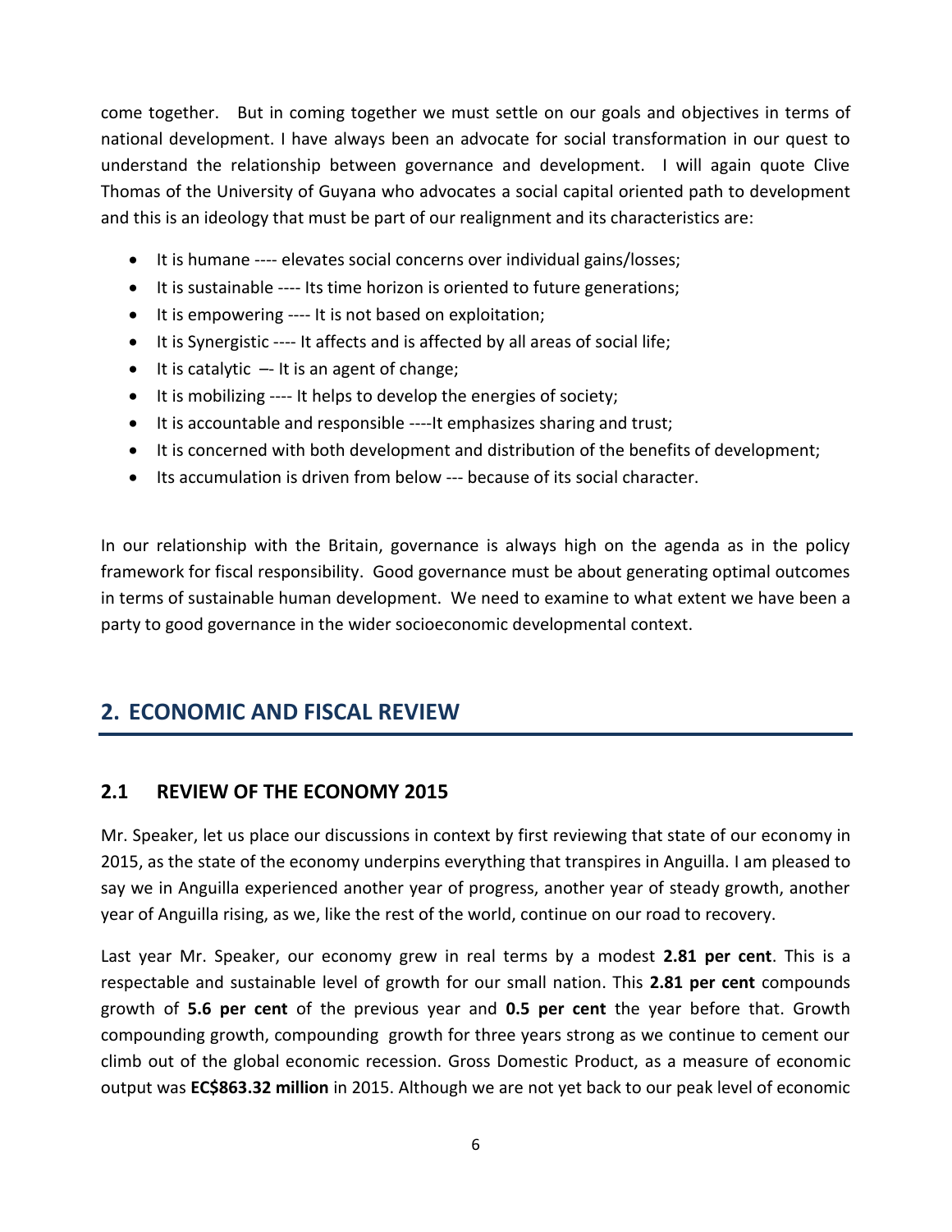come together. But in coming together we must settle on our goals and objectives in terms of national development. I have always been an advocate for social transformation in our quest to understand the relationship between governance and development. I will again quote Clive Thomas of the University of Guyana who advocates a social capital oriented path to development and this is an ideology that must be part of our realignment and its characteristics are:

- It is humane ---- elevates social concerns over individual gains/losses;
- It is sustainable ---- Its time horizon is oriented to future generations;
- It is empowering ---- It is not based on exploitation;
- It is Synergistic ---- It affects and is affected by all areas of social life;
- It is catalytic –- It is an agent of change;
- It is mobilizing ---- It helps to develop the energies of society;
- It is accountable and responsible ----It emphasizes sharing and trust;
- It is concerned with both development and distribution of the benefits of development;
- Its accumulation is driven from below --- because of its social character.

In our relationship with the Britain, governance is always high on the agenda as in the policy framework for fiscal responsibility. Good governance must be about generating optimal outcomes in terms of sustainable human development. We need to examine to what extent we have been a party to good governance in the wider socioeconomic developmental context.

## 2. ECONOMIC AND FISCAL REVIEW

### 2.1 REVIEW OF THE ECONOMY 2015

Mr. Speaker, let us place our discussions in context by first reviewing that state of our economy in 2015, as the state of the economy underpins everything that transpires in Anguilla. I am pleased to say we in Anguilla experienced another year of progress, another year of steady growth, another year of Anguilla rising, as we, like the rest of the world, continue on our road to recovery.

Last year Mr. Speaker, our economy grew in real terms by a modest **2.81 per cent**. This is a respectable and sustainable level of growth for our small nation. This **2.81 per cent** compounds growth of **5.6 per cent** of the previous year and **0.5 per cent** the year before that. Growth compounding growth, compounding growth for three years strong as we continue to cement our climb out of the global economic recession. Gross Domestic Product, as a measure of economic output was **EC$863.32 million** in 2015. Although we are not yet back to our peak level of economic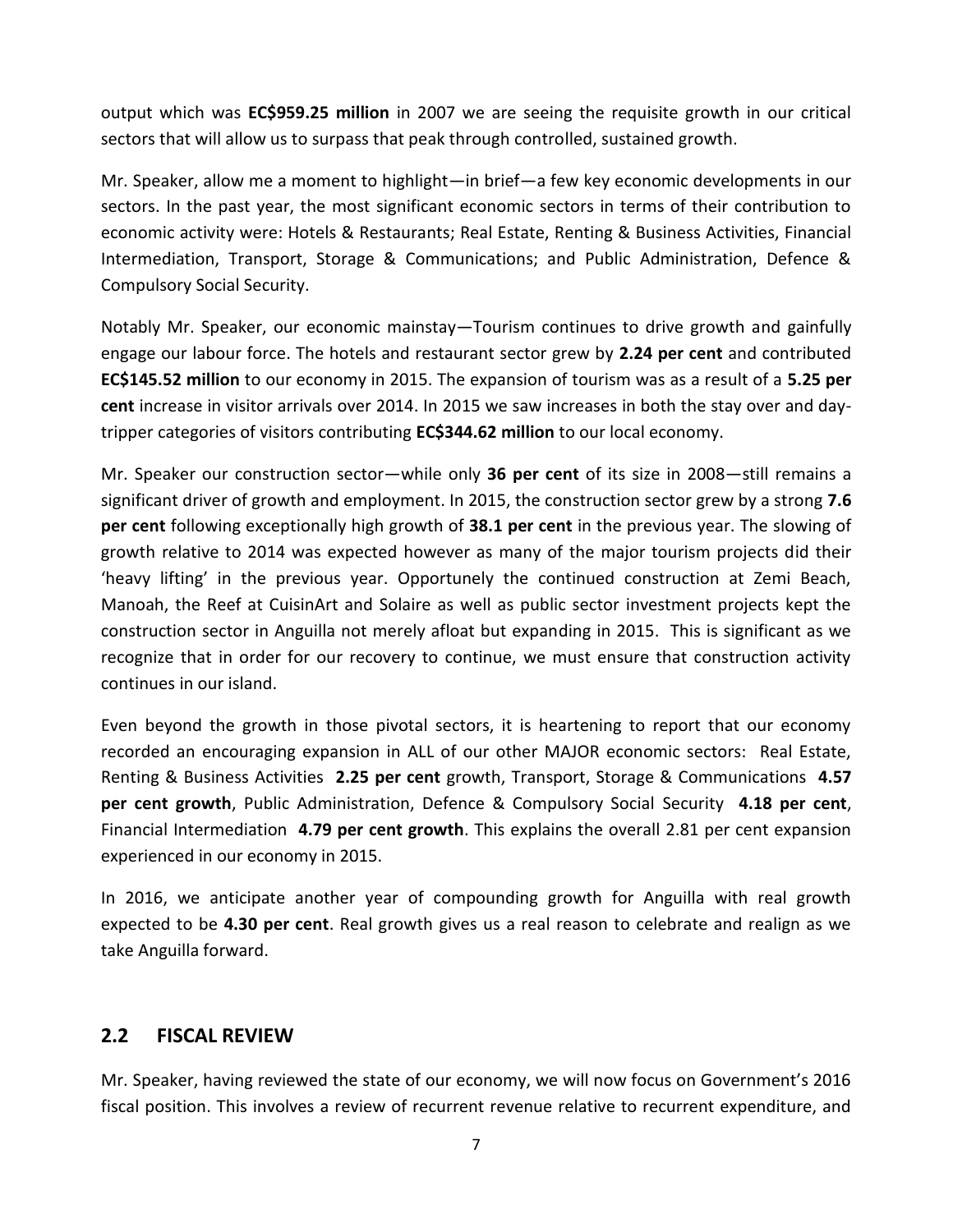output which was **EC$959.25 million** in 2007 we are seeing the requisite growth in our critical sectors that will allow us to surpass that peak through controlled, sustained growth.

Mr. Speaker, allow me a moment to highlight—in brief—a few key economic developments in our sectors. In the past year, the most significant economic sectors in terms of their contribution to economic activity were: Hotels & Restaurants; Real Estate, Renting & Business Activities, Financial Intermediation, Transport, Storage & Communications; and Public Administration, Defence & Compulsory Social Security.

Notably Mr. Speaker, our economic mainstay—Tourism continues to drive growth and gainfully engage our labour force. The hotels and restaurant sector grew by **2.24 per cent** and contributed **EC$145.52 million** to our economy in 2015. The expansion of tourism was as a result of a **5.25 per cent** increase in visitor arrivals over 2014. In 2015 we saw increases in both the stay over and day-tripper categories of visitors contributing **EC$344.62 million** to our local economy.

Mr. Speaker our construction sector—while only **36 per cent** of its size in 2008—still remains a significant driver of growth and employment. In 2015, the construction sector grew by a strong **7.6 per cent** following exceptionally high growth of **38.1 per cent** in the previous year. The slowing of growth relative to 2014 was expected however as many of the major tourism projects did their 'heavy lifting' in the previous year. Opportunely the continued construction at Zemi Beach, Manoah, the Reef at CuisinArt and Solaire as well as public sector investment projects kept the construction sector in Anguilla not merely afloat but expanding in 2015. This is significant as we recognize that in order for our recovery to continue, we must ensure that construction activity continues in our island.

Even beyond the growth in those pivotal sectors, it is heartening to report that our economy recorded an encouraging expansion in ALL of our other MAJOR economic sectors: Real Estate, Renting & Business Activities **2.25 per cent** growth, Transport, Storage & Communications **4.57 per cent growth**, Public Administration, Defence & Compulsory Social Security **4.18 per cent**, Financial Intermediation **4.79 per cent growth**. This explains the overall 2.81 per cent expansion experienced in our economy in 2015.

In 2016, we anticipate another year of compounding growth for Anguilla with real growth expected to be **4.30 per cent**. Real growth gives us a real reason to celebrate and realign as we take Anguilla forward.

## 2.2 FISCAL REVIEW

Mr. Speaker, having reviewed the state of our economy, we will now focus on Government's 2016 fiscal position. This involves a review of recurrent revenue relative to recurrent expenditure, and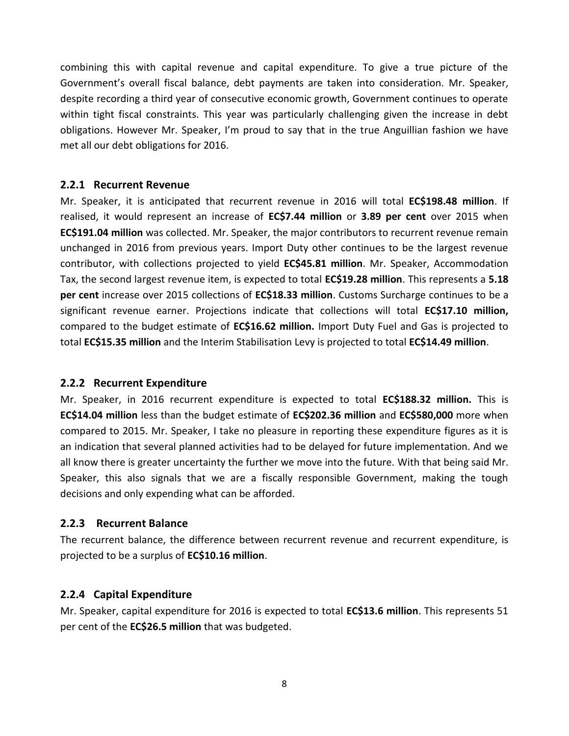combining this with capital revenue and capital expenditure. To give a true picture of the Government's overall fiscal balance, debt payments are taken into consideration. Mr. Speaker, despite recording a third year of consecutive economic growth, Government continues to operate within tight fiscal constraints. This year was particularly challenging given the increase in debt obligations. However Mr. Speaker, I'm proud to say that in the true Anguillian fashion we have met all our debt obligations for 2016.

### 2.2.1 Recurrent Revenue

Mr. Speaker, it is anticipated that recurrent revenue in 2016 will total **EC$198.48 million**. If realised, it would represent an increase of **EC$7.44 million** or **3.89 per cent** over 2015 when **EC$191.04 million** was collected. Mr. Speaker, the major contributors to recurrent revenue remain unchanged in 2016 from previous years. Import Duty other continues to be the largest revenue contributor, with collections projected to yield **EC$45.81 million**. Mr. Speaker, Accommodation Tax, the second largest revenue item, is expected to total **EC$19.28 million**. This represents a **5.18 per cent** increase over 2015 collections of **EC$18.33 million**. Customs Surcharge continues to be a significant revenue earner. Projections indicate that collections will total **EC$17.10 million,** compared to the budget estimate of **EC$16.62 million.** Import Duty Fuel and Gas is projected to total **EC$15.35 million** and the Interim Stabilisation Levy is projected to total **EC$14.49 million**.

### 2.2.2 Recurrent Expenditure

Mr. Speaker, in 2016 recurrent expenditure is expected to total **EC$188.32 million.** This is **EC$14.04 million** less than the budget estimate of **EC$202.36 million** and **EC$580,000** more when compared to 2015. Mr. Speaker, I take no pleasure in reporting these expenditure figures as it is an indication that several planned activities had to be delayed for future implementation. And we all know there is greater uncertainty the further we move into the future. With that being said Mr. Speaker, this also signals that we are a fiscally responsible Government, making the tough decisions and only expending what can be afforded.

### 2.2.3 Recurrent Balance

The recurrent balance, the difference between recurrent revenue and recurrent expenditure, is projected to be a surplus of **EC$10.16 million**.

### 2.2.4 Capital Expenditure

Mr. Speaker, capital expenditure for 2016 is expected to total **EC$13.6 million**. This represents 51 per cent of the **EC$26.5 million** that was budgeted.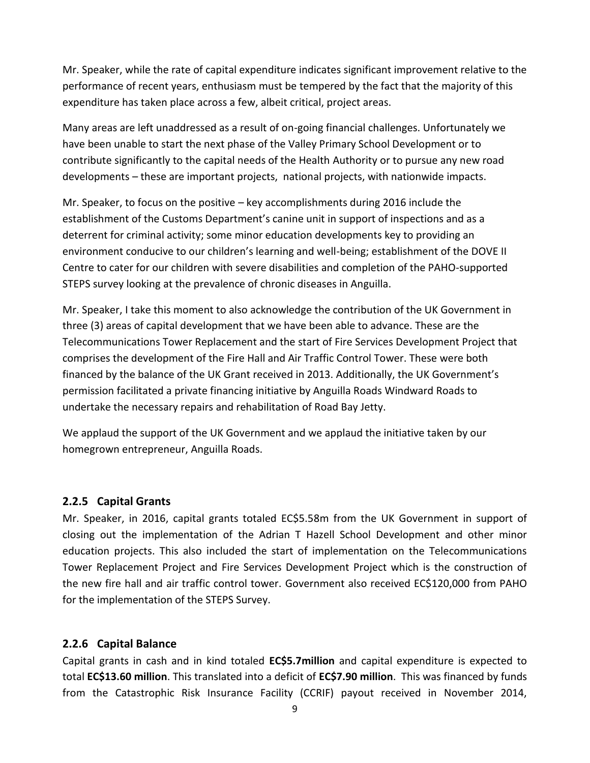Mr. Speaker, while the rate of capital expenditure indicates significant improvement relative to the performance of recent years, enthusiasm must be tempered by the fact that the majority of this expenditure has taken place across a few, albeit critical, project areas.

Many areas are left unaddressed as a result of on-going financial challenges. Unfortunately we have been unable to start the next phase of the Valley Primary School Development or to contribute significantly to the capital needs of the Health Authority or to pursue any new road developments – these are important projects, national projects, with nationwide impacts.

Mr. Speaker, to focus on the positive – key accomplishments during 2016 include the establishment of the Customs Department's canine unit in support of inspections and as a deterrent for criminal activity; some minor education developments key to providing an environment conducive to our children's learning and well-being; establishment of the DOVE II Centre to cater for our children with severe disabilities and completion of the PAHO-supported STEPS survey looking at the prevalence of chronic diseases in Anguilla.

Mr. Speaker, I take this moment to also acknowledge the contribution of the UK Government in three (3) areas of capital development that we have been able to advance. These are the Telecommunications Tower Replacement and the start of Fire Services Development Project that comprises the development of the Fire Hall and Air Traffic Control Tower. These were both financed by the balance of the UK Grant received in 2013. Additionally, the UK Government's permission facilitated a private financing initiative by Anguilla Roads Windward Roads to undertake the necessary repairs and rehabilitation of Road Bay Jetty.

We applaud the support of the UK Government and we applaud the initiative taken by our homegrown entrepreneur, Anguilla Roads.

### 2.2.5 Capital Grants

Mr. Speaker, in 2016, capital grants totaled EC$5.58m from the UK Government in support of closing out the implementation of the Adrian T Hazell School Development and other minor education projects. This also included the start of implementation on the Telecommunications Tower Replacement Project and Fire Services Development Project which is the construction of the new fire hall and air traffic control tower. Government also received EC$120,000 from PAHO for the implementation of the STEPS Survey.

### 2.2.6 Capital Balance

Capital grants in cash and in kind totaled **EC$5.7million** and capital expenditure is expected to total **EC$13.60 million**. This translated into a deficit of **EC$7.90 million**. This was financed by funds from the Catastrophic Risk Insurance Facility (CCRIF) payout received in November 2014,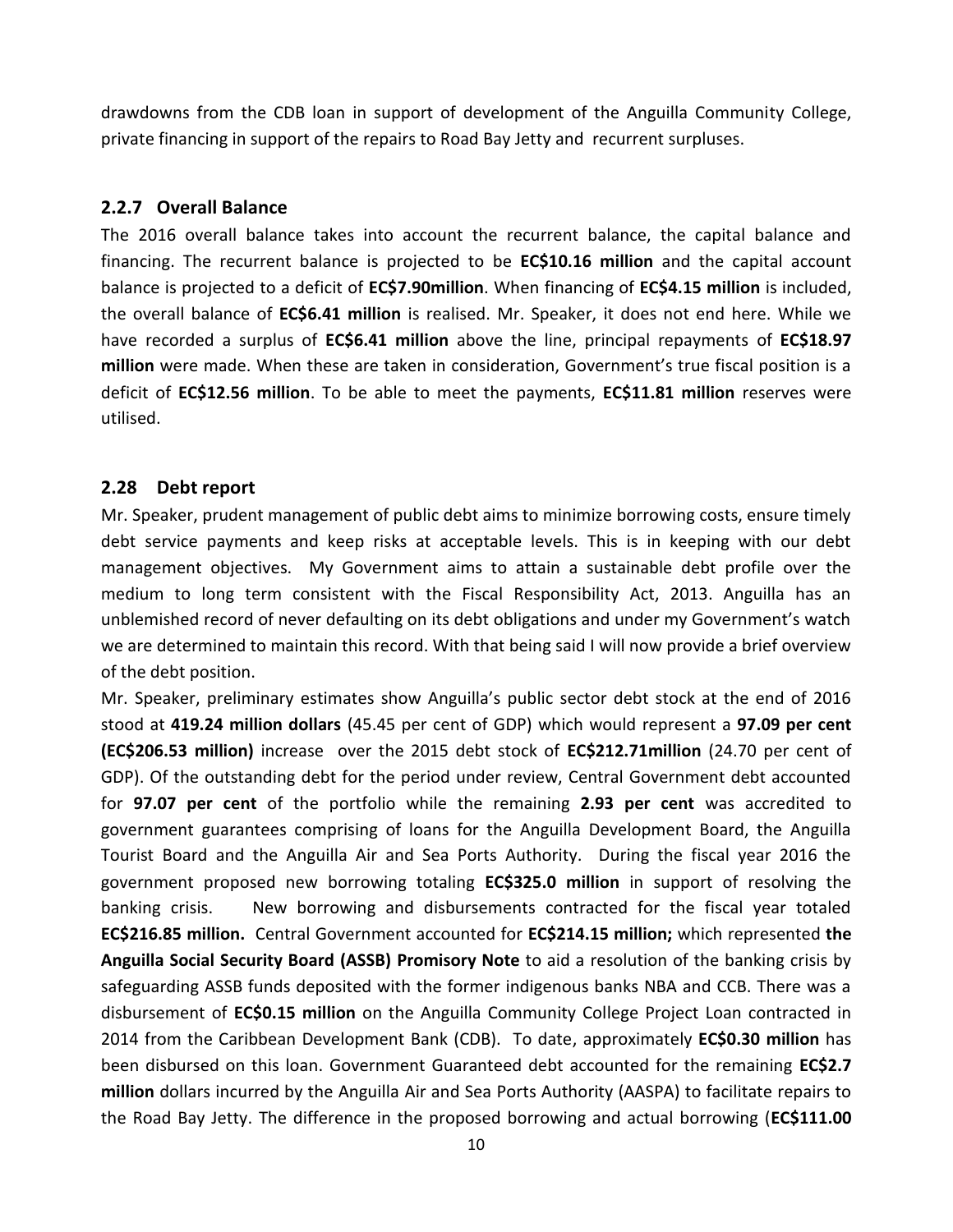drawdowns from the CDB loan in support of development of the Anguilla Community College, private financing in support of the repairs to Road Bay Jetty and recurrent surpluses.

### 2.2.7 Overall Balance

The 2016 overall balance takes into account the recurrent balance, the capital balance and financing. The recurrent balance is projected to be **EC$10.16 million** and the capital account balance is projected to a deficit of **EC$7.90million**. When financing of **EC$4.15 million** is included, the overall balance of **EC$6.41 million** is realised. Mr. Speaker, it does not end here. While we have recorded a surplus of **EC$6.41 million** above the line, principal repayments of **EC$18.97 million** were made. When these are taken in consideration, Government's true fiscal position is a deficit of **EC$12.56 million**. To be able to meet the payments, **EC$11.81 million** reserves were utilised.

### 2.28 Debt report

Mr. Speaker, prudent management of public debt aims to minimize borrowing costs, ensure timely debt service payments and keep risks at acceptable levels. This is in keeping with our debt management objectives. My Government aims to attain a sustainable debt profile over the medium to long term consistent with the Fiscal Responsibility Act, 2013. Anguilla has an unblemished record of never defaulting on its debt obligations and under my Government's watch we are determined to maintain this record. With that being said I will now provide a brief overview of the debt position.

Mr. Speaker, preliminary estimates show Anguilla's public sector debt stock at the end of 2016 stood at **419.24 million dollars** (45.45 per cent of GDP) which would represent a **97.09 per cent (EC$206.53 million)** increase over the 2015 debt stock of **EC$212.71million** (24.70 per cent of GDP). Of the outstanding debt for the period under review, Central Government debt accounted for **97.07 per cent** of the portfolio while the remaining **2.93 per cent** was accredited to government guarantees comprising of loans for the Anguilla Development Board, the Anguilla Tourist Board and the Anguilla Air and Sea Ports Authority. During the fiscal year 2016 the government proposed new borrowing totaling **EC$325.0 million** in support of resolving the banking crisis. New borrowing and disbursements contracted for the fiscal year totaled **EC$216.85 million.** Central Government accounted for **EC$214.15 million;** which represented **the Anguilla Social Security Board (ASSB) Promisory Note** to aid a resolution of the banking crisis by safeguarding ASSB funds deposited with the former indigenous banks NBA and CCB. There was a disbursement of **EC$0.15 million** on the Anguilla Community College Project Loan contracted in 2014 from the Caribbean Development Bank (CDB). To date, approximately **EC$0.30 million** has been disbursed on this loan. Government Guaranteed debt accounted for the remaining **EC$2.7 million** dollars incurred by the Anguilla Air and Sea Ports Authority (AASPA) to facilitate repairs to the Road Bay Jetty. The difference in the proposed borrowing and actual borrowing (**EC$111.00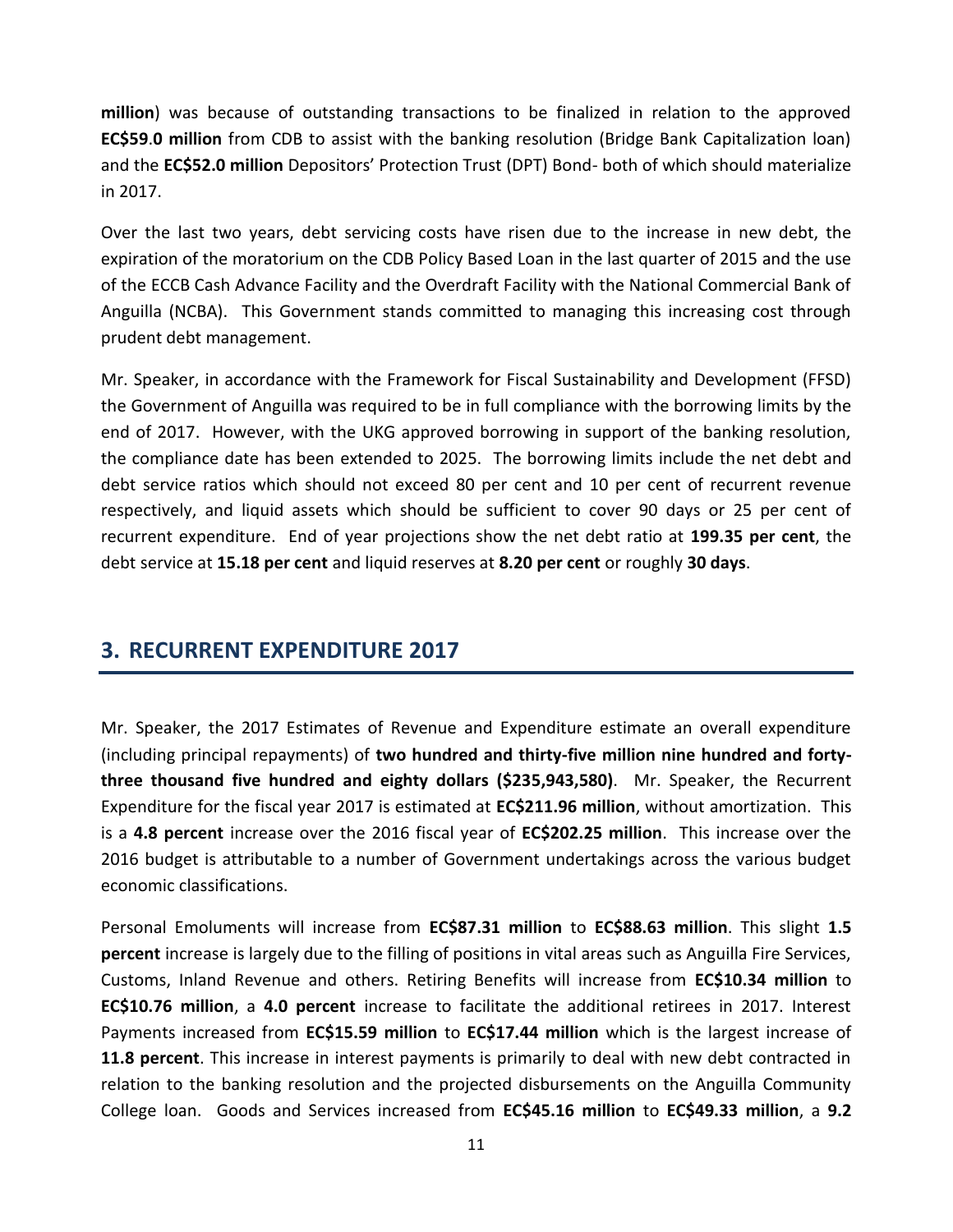**million**) was because of outstanding transactions to be finalized in relation to the approved **EC$59.0 million** from CDB to assist with the banking resolution (Bridge Bank Capitalization loan) and the **EC$52.0 million** Depositors' Protection Trust (DPT) Bond- both of which should materialize in 2017.

Over the last two years, debt servicing costs have risen due to the increase in new debt, the expiration of the moratorium on the CDB Policy Based Loan in the last quarter of 2015 and the use of the ECCB Cash Advance Facility and the Overdraft Facility with the National Commercial Bank of Anguilla (NCBA). This Government stands committed to managing this increasing cost through prudent debt management.

Mr. Speaker, in accordance with the Framework for Fiscal Sustainability and Development (FFSD) the Government of Anguilla was required to be in full compliance with the borrowing limits by the end of 2017. However, with the UKG approved borrowing in support of the banking resolution, the compliance date has been extended to 2025. The borrowing limits include the net debt and debt service ratios which should not exceed 80 per cent and 10 per cent of recurrent revenue respectively, and liquid assets which should be sufficient to cover 90 days or 25 per cent of recurrent expenditure. End of year projections show the net debt ratio at **199.35 per cent**, the debt service at **15.18 per cent** and liquid reserves at **8.20 per cent** or roughly **30 days**.

## 3. RECURRENT EXPENDITURE 2017

Mr. Speaker, the 2017 Estimates of Revenue and Expenditure estimate an overall expenditure (including principal repayments) of **two hundred and thirty-five million nine hundred and forty-three thousand five hundred and eighty dollars ($235,943,580)**. Mr. Speaker, the Recurrent Expenditure for the fiscal year 2017 is estimated at **EC$211.96 million**, without amortization. This is a **4.8 percent** increase over the 2016 fiscal year of **EC$202.25 million**. This increase over the 2016 budget is attributable to a number of Government undertakings across the various budget economic classifications.

Personal Emoluments will increase from **EC$87.31 million** to **EC$88.63 million**. This slight **1.5 percent** increase is largely due to the filling of positions in vital areas such as Anguilla Fire Services, Customs, Inland Revenue and others. Retiring Benefits will increase from **EC$10.34 million** to **EC$10.76 million**, a **4.0 percent** increase to facilitate the additional retirees in 2017. Interest Payments increased from **EC$15.59 million** to **EC$17.44 million** which is the largest increase of **11.8 percent**. This increase in interest payments is primarily to deal with new debt contracted in relation to the banking resolution and the projected disbursements on the Anguilla Community College loan. Goods and Services increased from **EC$45.16 million** to **EC$49.33 million**, a **9.2**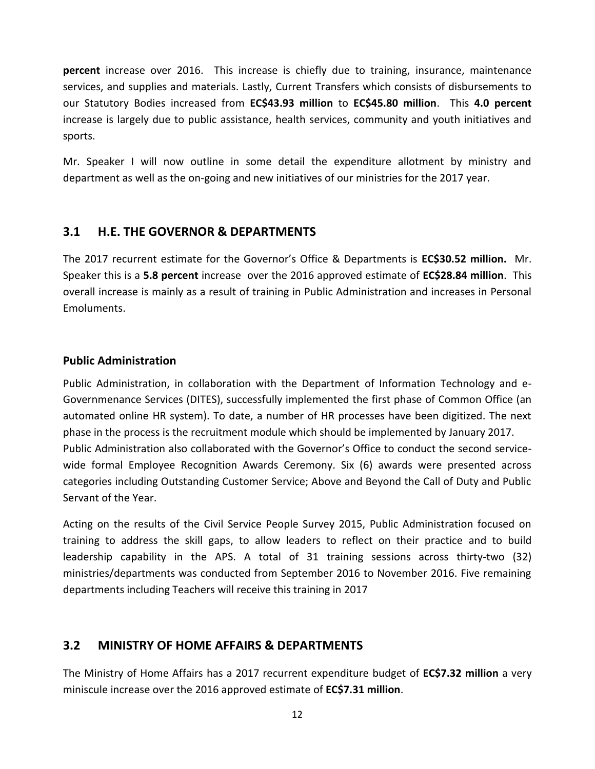**percent** increase over 2016. This increase is chiefly due to training, insurance, maintenance services, and supplies and materials. Lastly, Current Transfers which consists of disbursements to our Statutory Bodies increased from **EC$43.93 million** to **EC$45.80 million**. This **4.0 percent** increase is largely due to public assistance, health services, community and youth initiatives and sports.

Mr. Speaker I will now outline in some detail the expenditure allotment by ministry and department as well as the on-going and new initiatives of our ministries for the 2017 year.

## 3.1 H.E. THE GOVERNOR & DEPARTMENTS

The 2017 recurrent estimate for the Governor's Office & Departments is **EC$30.52 million.** Mr. Speaker this is a **5.8 percent** increase over the 2016 approved estimate of **EC$28.84 million**. This overall increase is mainly as a result of training in Public Administration and increases in Personal Emoluments.

### Public Administration

Public Administration, in collaboration with the Department of Information Technology and e-Governmenance Services (DITES), successfully implemented the first phase of Common Office (an automated online HR system). To date, a number of HR processes have been digitized. The next phase in the process is the recruitment module which should be implemented by January 2017.
Public Administration also collaborated with the Governor's Office to conduct the second service-wide formal Employee Recognition Awards Ceremony. Six (6) awards were presented across categories including Outstanding Customer Service; Above and Beyond the Call of Duty and Public Servant of the Year.

Acting on the results of the Civil Service People Survey 2015, Public Administration focused on training to address the skill gaps, to allow leaders to reflect on their practice and to build leadership capability in the APS. A total of 31 training sessions across thirty-two (32) ministries/departments was conducted from September 2016 to November 2016. Five remaining departments including Teachers will receive this training in 2017

## 3.2 MINISTRY OF HOME AFFAIRS & DEPARTMENTS

The Ministry of Home Affairs has a 2017 recurrent expenditure budget of **EC$7.32 million** a very miniscule increase over the 2016 approved estimate of **EC$7.31 million**.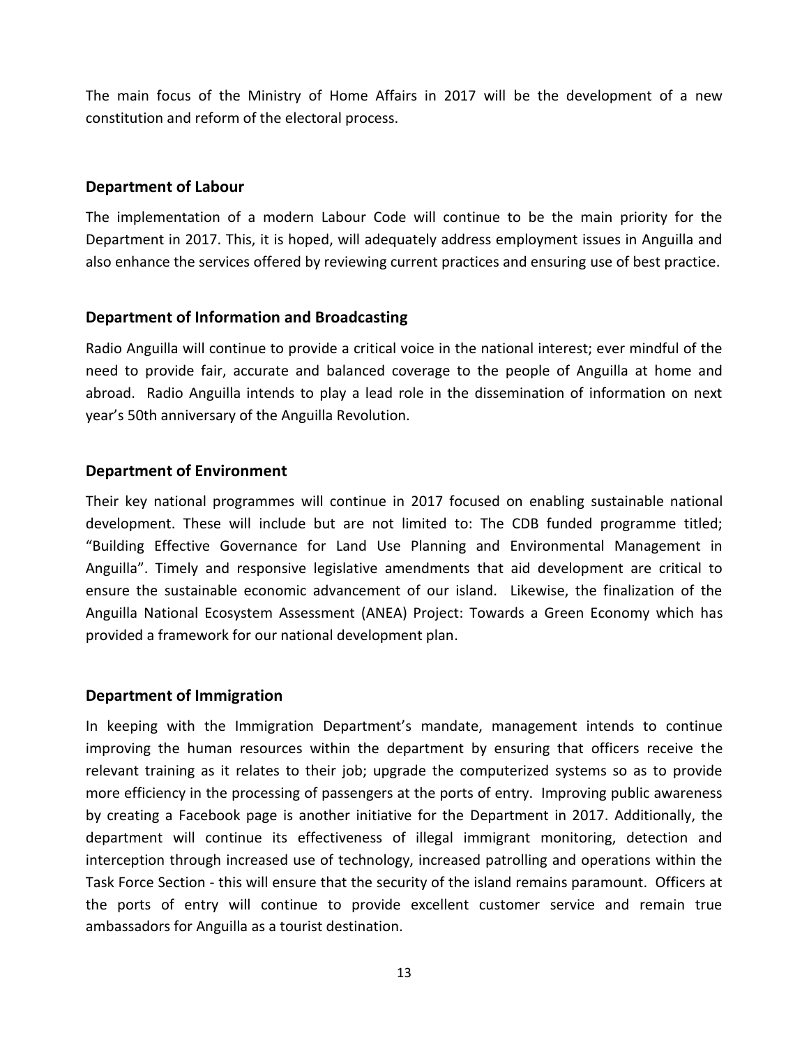The main focus of the Ministry of Home Affairs in 2017 will be the development of a new constitution and reform of the electoral process.

## Department of Labour

The implementation of a modern Labour Code will continue to be the main priority for the Department in 2017. This, it is hoped, will adequately address employment issues in Anguilla and also enhance the services offered by reviewing current practices and ensuring use of best practice.

## Department of Information and Broadcasting

Radio Anguilla will continue to provide a critical voice in the national interest; ever mindful of the need to provide fair, accurate and balanced coverage to the people of Anguilla at home and abroad. Radio Anguilla intends to play a lead role in the dissemination of information on next year's 50th anniversary of the Anguilla Revolution.

## Department of Environment

Their key national programmes will continue in 2017 focused on enabling sustainable national development. These will include but are not limited to: The CDB funded programme titled; "Building Effective Governance for Land Use Planning and Environmental Management in Anguilla". Timely and responsive legislative amendments that aid development are critical to ensure the sustainable economic advancement of our island. Likewise, the finalization of the Anguilla National Ecosystem Assessment (ANEA) Project: Towards a Green Economy which has provided a framework for our national development plan.

## Department of Immigration

In keeping with the Immigration Department's mandate, management intends to continue improving the human resources within the department by ensuring that officers receive the relevant training as it relates to their job; upgrade the computerized systems so as to provide more efficiency in the processing of passengers at the ports of entry. Improving public awareness by creating a Facebook page is another initiative for the Department in 2017. Additionally, the department will continue its effectiveness of illegal immigrant monitoring, detection and interception through increased use of technology, increased patrolling and operations within the Task Force Section - this will ensure that the security of the island remains paramount. Officers at the ports of entry will continue to provide excellent customer service and remain true ambassadors for Anguilla as a tourist destination.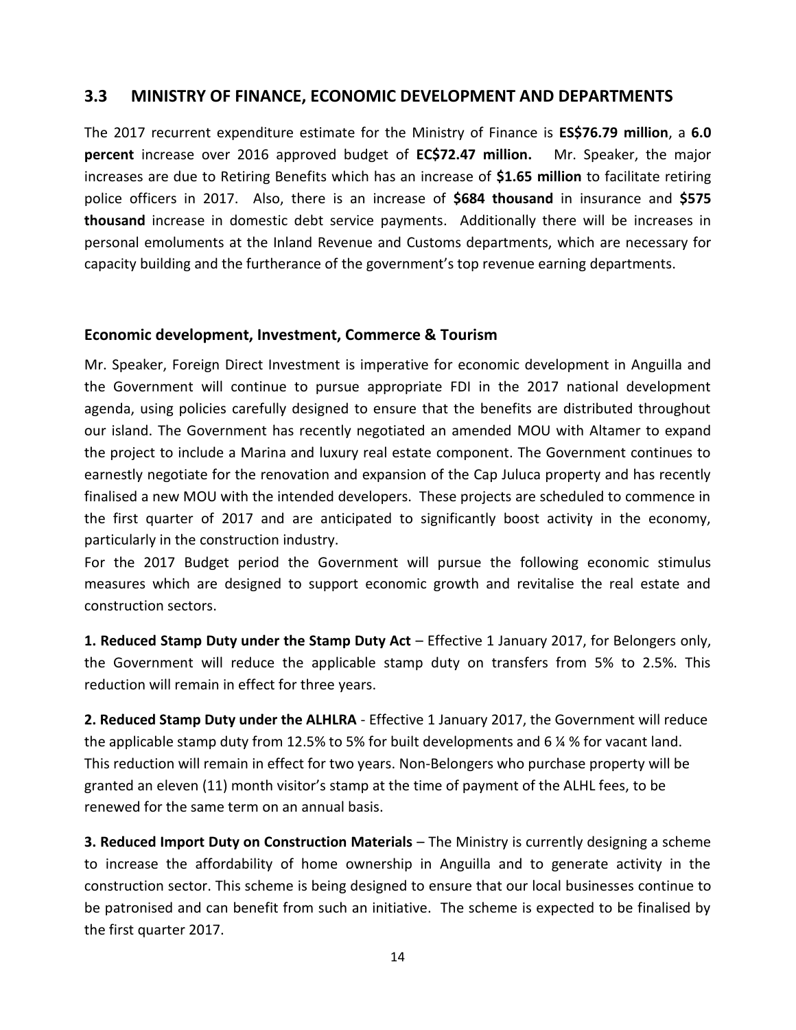## 3.3 MINISTRY OF FINANCE, ECONOMIC DEVELOPMENT AND DEPARTMENTS

The 2017 recurrent expenditure estimate for the Ministry of Finance is **ES$76.79 million**, a **6.0 percent** increase over 2016 approved budget of **EC$72.47 million.** Mr. Speaker, the major increases are due to Retiring Benefits which has an increase of **$1.65 million** to facilitate retiring police officers in 2017. Also, there is an increase of **$684 thousand** in insurance and **$575 thousand** increase in domestic debt service payments. Additionally there will be increases in personal emoluments at the Inland Revenue and Customs departments, which are necessary for capacity building and the furtherance of the government's top revenue earning departments.

### Economic development, Investment, Commerce & Tourism

Mr. Speaker, Foreign Direct Investment is imperative for economic development in Anguilla and the Government will continue to pursue appropriate FDI in the 2017 national development agenda, using policies carefully designed to ensure that the benefits are distributed throughout our island. The Government has recently negotiated an amended MOU with Altamer to expand the project to include a Marina and luxury real estate component. The Government continues to earnestly negotiate for the renovation and expansion of the Cap Juluca property and has recently finalised a new MOU with the intended developers. These projects are scheduled to commence in the first quarter of 2017 and are anticipated to significantly boost activity in the economy, particularly in the construction industry.

For the 2017 Budget period the Government will pursue the following economic stimulus measures which are designed to support economic growth and revitalise the real estate and construction sectors.

**1. Reduced Stamp Duty under the Stamp Duty Act** – Effective 1 January 2017, for Belongers only, the Government will reduce the applicable stamp duty on transfers from 5% to 2.5%. This reduction will remain in effect for three years.

**2. Reduced Stamp Duty under the ALHLRA** - Effective 1 January 2017, the Government will reduce the applicable stamp duty from 12.5% to 5% for built developments and 6 ¼ % for vacant land. This reduction will remain in effect for two years. Non-Belongers who purchase property will be granted an eleven (11) month visitor's stamp at the time of payment of the ALHL fees, to be renewed for the same term on an annual basis.

**3. Reduced Import Duty on Construction Materials** – The Ministry is currently designing a scheme to increase the affordability of home ownership in Anguilla and to generate activity in the construction sector. This scheme is being designed to ensure that our local businesses continue to be patronised and can benefit from such an initiative. The scheme is expected to be finalised by the first quarter 2017.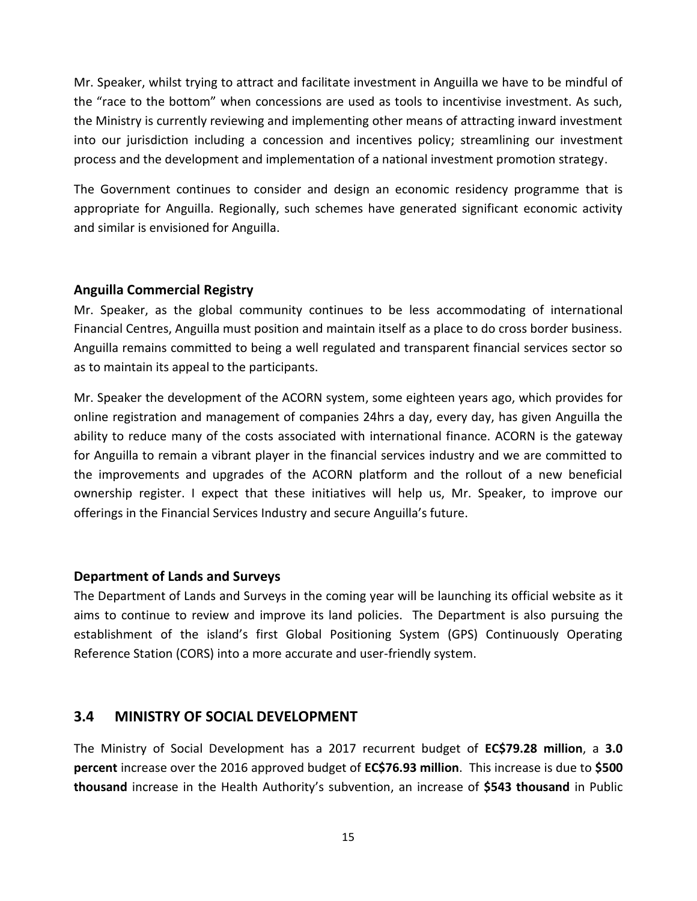Mr. Speaker, whilst trying to attract and facilitate investment in Anguilla we have to be mindful of the "race to the bottom" when concessions are used as tools to incentivise investment. As such, the Ministry is currently reviewing and implementing other means of attracting inward investment into our jurisdiction including a concession and incentives policy; streamlining our investment process and the development and implementation of a national investment promotion strategy.

The Government continues to consider and design an economic residency programme that is appropriate for Anguilla. Regionally, such schemes have generated significant economic activity and similar is envisioned for Anguilla.

### Anguilla Commercial Registry

Mr. Speaker, as the global community continues to be less accommodating of international Financial Centres, Anguilla must position and maintain itself as a place to do cross border business. Anguilla remains committed to being a well regulated and transparent financial services sector so as to maintain its appeal to the participants.

Mr. Speaker the development of the ACORN system, some eighteen years ago, which provides for online registration and management of companies 24hrs a day, every day, has given Anguilla the ability to reduce many of the costs associated with international finance. ACORN is the gateway for Anguilla to remain a vibrant player in the financial services industry and we are committed to the improvements and upgrades of the ACORN platform and the rollout of a new beneficial ownership register. I expect that these initiatives will help us, Mr. Speaker, to improve our offerings in the Financial Services Industry and secure Anguilla's future.

### Department of Lands and Surveys

The Department of Lands and Surveys in the coming year will be launching its official website as it aims to continue to review and improve its land policies. The Department is also pursuing the establishment of the island's first Global Positioning System (GPS) Continuously Operating Reference Station (CORS) into a more accurate and user-friendly system.

## 3.4 MINISTRY OF SOCIAL DEVELOPMENT

The Ministry of Social Development has a 2017 recurrent budget of **EC$79.28 million**, a **3.0 percent** increase over the 2016 approved budget of **EC$76.93 million**. This increase is due to **$500 thousand** increase in the Health Authority's subvention, an increase of **$543 thousand** in Public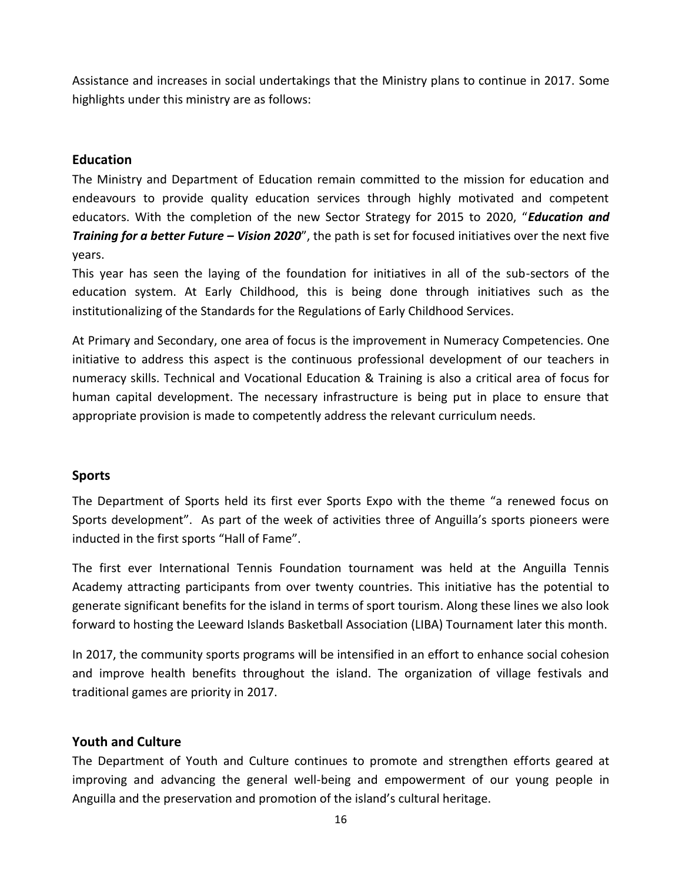Assistance and increases in social undertakings that the Ministry plans to continue in 2017. Some highlights under this ministry are as follows:

## Education

The Ministry and Department of Education remain committed to the mission for education and endeavours to provide quality education services through highly motivated and competent educators. With the completion of the new Sector Strategy for 2015 to 2020, "***Education and Training for a better Future – Vision 2020***", the path is set for focused initiatives over the next five years.

This year has seen the laying of the foundation for initiatives in all of the sub-sectors of the education system. At Early Childhood, this is being done through initiatives such as the institutionalizing of the Standards for the Regulations of Early Childhood Services.

At Primary and Secondary, one area of focus is the improvement in Numeracy Competencies. One initiative to address this aspect is the continuous professional development of our teachers in numeracy skills. Technical and Vocational Education & Training is also a critical area of focus for human capital development. The necessary infrastructure is being put in place to ensure that appropriate provision is made to competently address the relevant curriculum needs.

## Sports

The Department of Sports held its first ever Sports Expo with the theme "a renewed focus on Sports development". As part of the week of activities three of Anguilla's sports pioneers were inducted in the first sports "Hall of Fame".

The first ever International Tennis Foundation tournament was held at the Anguilla Tennis Academy attracting participants from over twenty countries. This initiative has the potential to generate significant benefits for the island in terms of sport tourism. Along these lines we also look forward to hosting the Leeward Islands Basketball Association (LIBA) Tournament later this month.

In 2017, the community sports programs will be intensified in an effort to enhance social cohesion and improve health benefits throughout the island. The organization of village festivals and traditional games are priority in 2017.

## Youth and Culture

The Department of Youth and Culture continues to promote and strengthen efforts geared at improving and advancing the general well-being and empowerment of our young people in Anguilla and the preservation and promotion of the island's cultural heritage.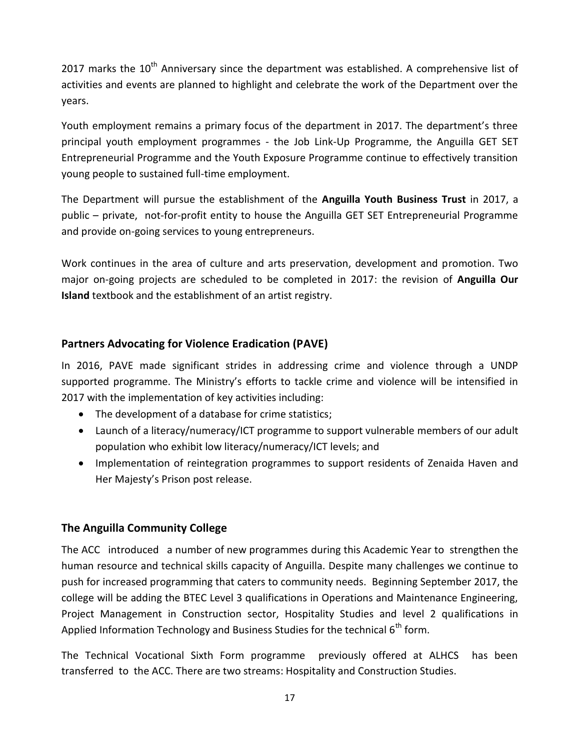2017 marks the 10th Anniversary since the department was established. A comprehensive list of activities and events are planned to highlight and celebrate the work of the Department over the years.

Youth employment remains a primary focus of the department in 2017. The department's three principal youth employment programmes - the Job Link-Up Programme, the Anguilla GET SET Entrepreneurial Programme and the Youth Exposure Programme continue to effectively transition young people to sustained full-time employment.

The Department will pursue the establishment of the **Anguilla Youth Business Trust** in 2017, a public – private, not-for-profit entity to house the Anguilla GET SET Entrepreneurial Programme and provide on-going services to young entrepreneurs.

Work continues in the area of culture and arts preservation, development and promotion. Two major on-going projects are scheduled to be completed in 2017: the revision of **Anguilla Our Island** textbook and the establishment of an artist registry.

## Partners Advocating for Violence Eradication (PAVE)

In 2016, PAVE made significant strides in addressing crime and violence through a UNDP supported programme. The Ministry's efforts to tackle crime and violence will be intensified in 2017 with the implementation of key activities including:

- The development of a database for crime statistics;
- Launch of a literacy/numeracy/ICT programme to support vulnerable members of our adult population who exhibit low literacy/numeracy/ICT levels; and
- Implementation of reintegration programmes to support residents of Zenaida Haven and Her Majesty's Prison post release.

## The Anguilla Community College

The ACC introduced a number of new programmes during this Academic Year to strengthen the human resource and technical skills capacity of Anguilla. Despite many challenges we continue to push for increased programming that caters to community needs. Beginning September 2017, the college will be adding the BTEC Level 3 qualifications in Operations and Maintenance Engineering, Project Management in Construction sector, Hospitality Studies and level 2 qualifications in Applied Information Technology and Business Studies for the technical 6th form.

The Technical Vocational Sixth Form programme previously offered at ALHCS has been transferred to the ACC. There are two streams: Hospitality and Construction Studies.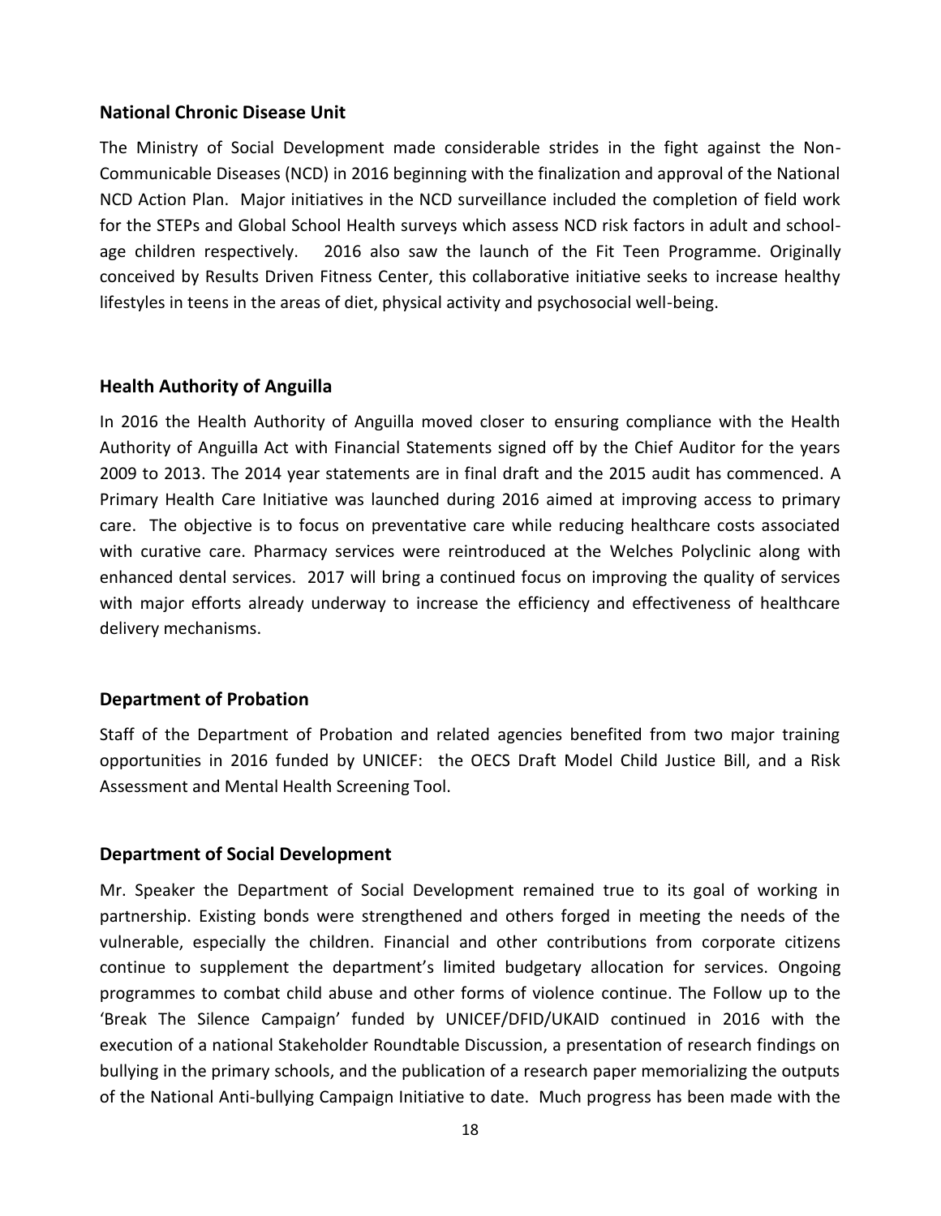## National Chronic Disease Unit

The Ministry of Social Development made considerable strides in the fight against the Non-Communicable Diseases (NCD) in 2016 beginning with the finalization and approval of the National NCD Action Plan. Major initiatives in the NCD surveillance included the completion of field work for the STEPs and Global School Health surveys which assess NCD risk factors in adult and school-age children respectively. 2016 also saw the launch of the Fit Teen Programme. Originally conceived by Results Driven Fitness Center, this collaborative initiative seeks to increase healthy lifestyles in teens in the areas of diet, physical activity and psychosocial well-being.

## Health Authority of Anguilla

In 2016 the Health Authority of Anguilla moved closer to ensuring compliance with the Health Authority of Anguilla Act with Financial Statements signed off by the Chief Auditor for the years 2009 to 2013. The 2014 year statements are in final draft and the 2015 audit has commenced. A Primary Health Care Initiative was launched during 2016 aimed at improving access to primary care. The objective is to focus on preventative care while reducing healthcare costs associated with curative care. Pharmacy services were reintroduced at the Welches Polyclinic along with enhanced dental services. 2017 will bring a continued focus on improving the quality of services with major efforts already underway to increase the efficiency and effectiveness of healthcare delivery mechanisms.

## Department of Probation

Staff of the Department of Probation and related agencies benefited from two major training opportunities in 2016 funded by UNICEF: the OECS Draft Model Child Justice Bill, and a Risk Assessment and Mental Health Screening Tool.

## Department of Social Development

Mr. Speaker the Department of Social Development remained true to its goal of working in partnership. Existing bonds were strengthened and others forged in meeting the needs of the vulnerable, especially the children. Financial and other contributions from corporate citizens continue to supplement the department's limited budgetary allocation for services. Ongoing programmes to combat child abuse and other forms of violence continue. The Follow up to the 'Break The Silence Campaign' funded by UNICEF/DFID/UKAID continued in 2016 with the execution of a national Stakeholder Roundtable Discussion, a presentation of research findings on bullying in the primary schools, and the publication of a research paper memorializing the outputs of the National Anti-bullying Campaign Initiative to date. Much progress has been made with the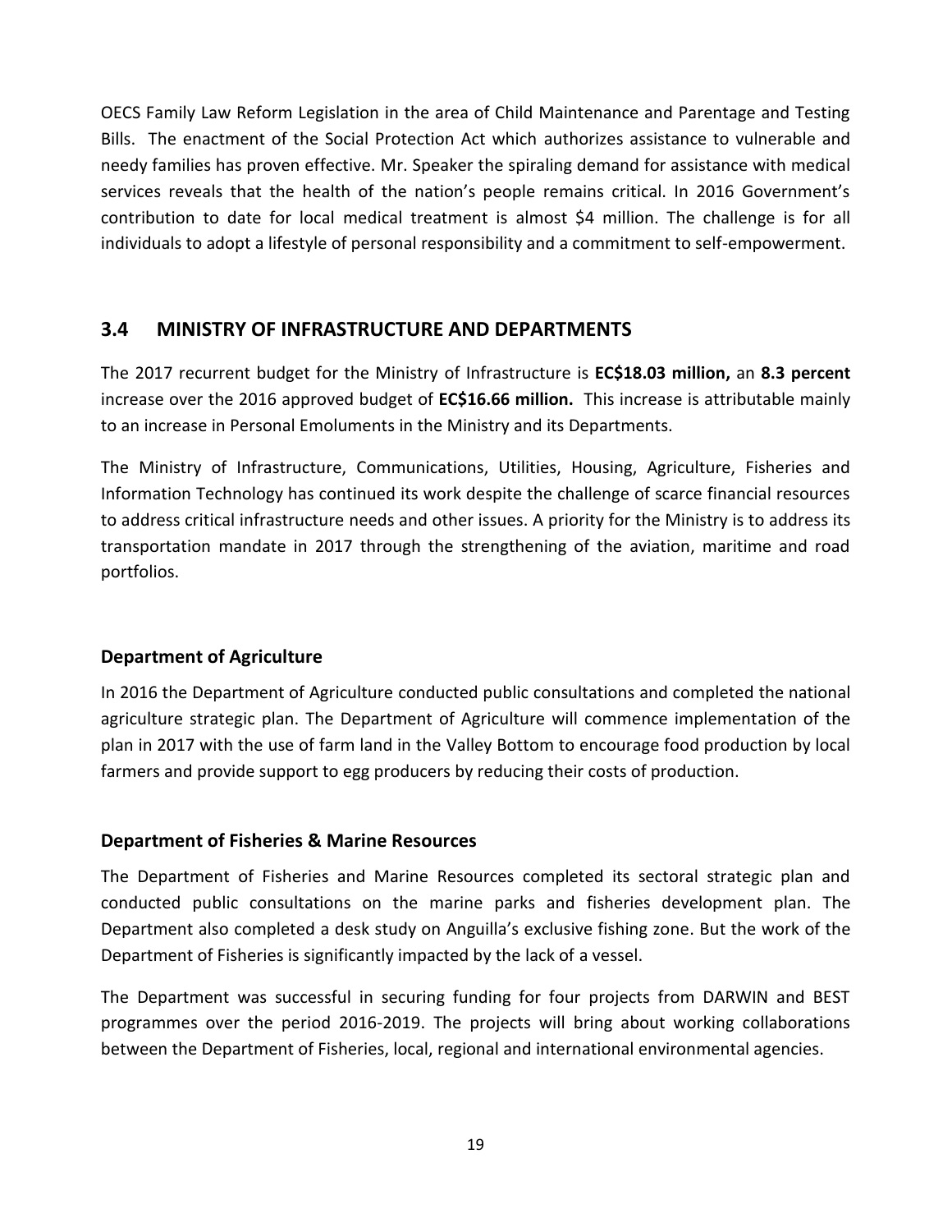OECS Family Law Reform Legislation in the area of Child Maintenance and Parentage and Testing Bills. The enactment of the Social Protection Act which authorizes assistance to vulnerable and needy families has proven effective. Mr. Speaker the spiraling demand for assistance with medical services reveals that the health of the nation's people remains critical. In 2016 Government's contribution to date for local medical treatment is almost $4 million. The challenge is for all individuals to adopt a lifestyle of personal responsibility and a commitment to self-empowerment.

## 3.4 MINISTRY OF INFRASTRUCTURE AND DEPARTMENTS

The 2017 recurrent budget for the Ministry of Infrastructure is **EC$18.03 million,** an **8.3 percent** increase over the 2016 approved budget of **EC$16.66 million.** This increase is attributable mainly to an increase in Personal Emoluments in the Ministry and its Departments.

The Ministry of Infrastructure, Communications, Utilities, Housing, Agriculture, Fisheries and Information Technology has continued its work despite the challenge of scarce financial resources to address critical infrastructure needs and other issues. A priority for the Ministry is to address its transportation mandate in 2017 through the strengthening of the aviation, maritime and road portfolios.

### Department of Agriculture

In 2016 the Department of Agriculture conducted public consultations and completed the national agriculture strategic plan. The Department of Agriculture will commence implementation of the plan in 2017 with the use of farm land in the Valley Bottom to encourage food production by local farmers and provide support to egg producers by reducing their costs of production.

### Department of Fisheries & Marine Resources

The Department of Fisheries and Marine Resources completed its sectoral strategic plan and conducted public consultations on the marine parks and fisheries development plan. The Department also completed a desk study on Anguilla's exclusive fishing zone. But the work of the Department of Fisheries is significantly impacted by the lack of a vessel.

The Department was successful in securing funding for four projects from DARWIN and BEST programmes over the period 2016-2019. The projects will bring about working collaborations between the Department of Fisheries, local, regional and international environmental agencies.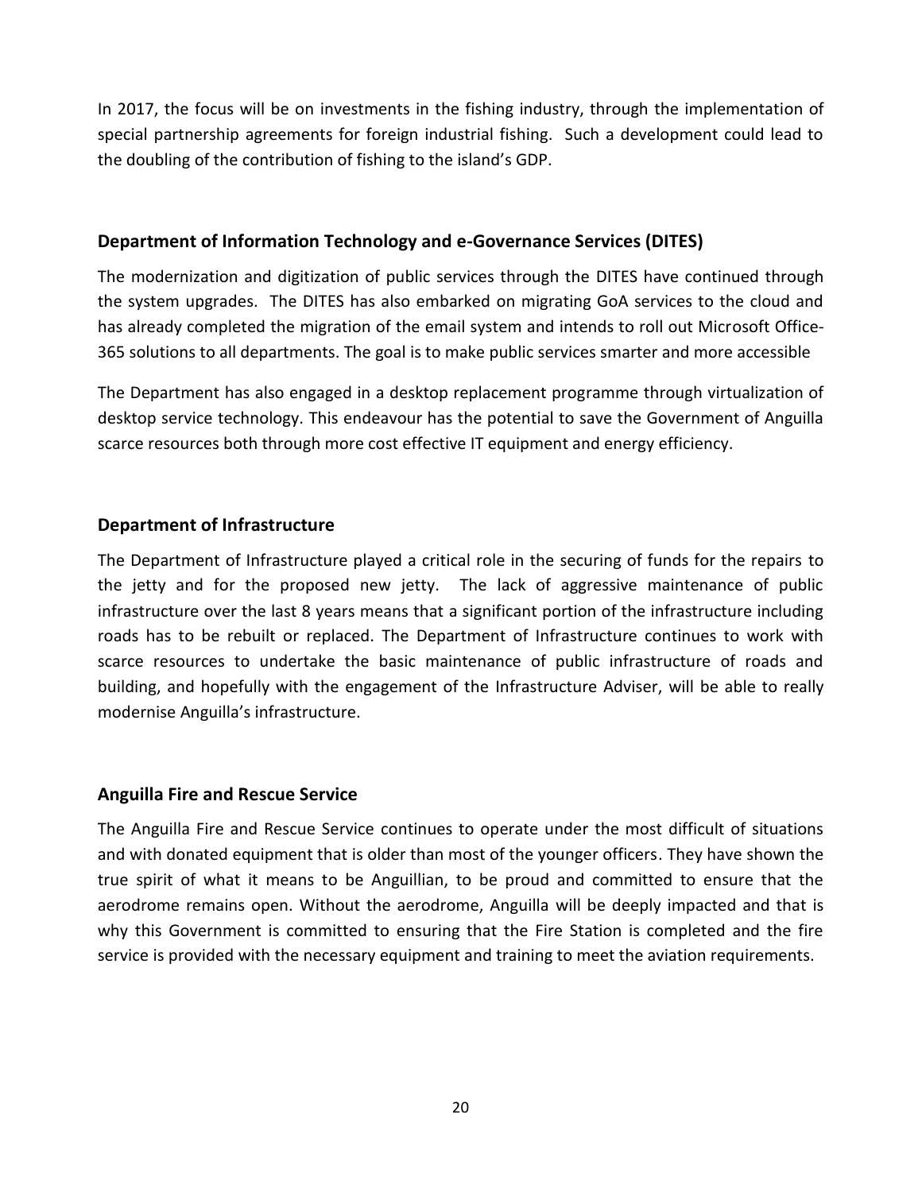In 2017, the focus will be on investments in the fishing industry, through the implementation of special partnership agreements for foreign industrial fishing. Such a development could lead to the doubling of the contribution of fishing to the island's GDP.

### Department of Information Technology and e-Governance Services (DITES)

The modernization and digitization of public services through the DITES have continued through the system upgrades. The DITES has also embarked on migrating GoA services to the cloud and has already completed the migration of the email system and intends to roll out Microsoft Office-365 solutions to all departments. The goal is to make public services smarter and more accessible

The Department has also engaged in a desktop replacement programme through virtualization of desktop service technology. This endeavour has the potential to save the Government of Anguilla scarce resources both through more cost effective IT equipment and energy efficiency.

### Department of Infrastructure

The Department of Infrastructure played a critical role in the securing of funds for the repairs to the jetty and for the proposed new jetty. The lack of aggressive maintenance of public infrastructure over the last 8 years means that a significant portion of the infrastructure including roads has to be rebuilt or replaced. The Department of Infrastructure continues to work with scarce resources to undertake the basic maintenance of public infrastructure of roads and building, and hopefully with the engagement of the Infrastructure Adviser, will be able to really modernise Anguilla's infrastructure.

### Anguilla Fire and Rescue Service

The Anguilla Fire and Rescue Service continues to operate under the most difficult of situations and with donated equipment that is older than most of the younger officers. They have shown the true spirit of what it means to be Anguillian, to be proud and committed to ensure that the aerodrome remains open. Without the aerodrome, Anguilla will be deeply impacted and that is why this Government is committed to ensuring that the Fire Station is completed and the fire service is provided with the necessary equipment and training to meet the aviation requirements.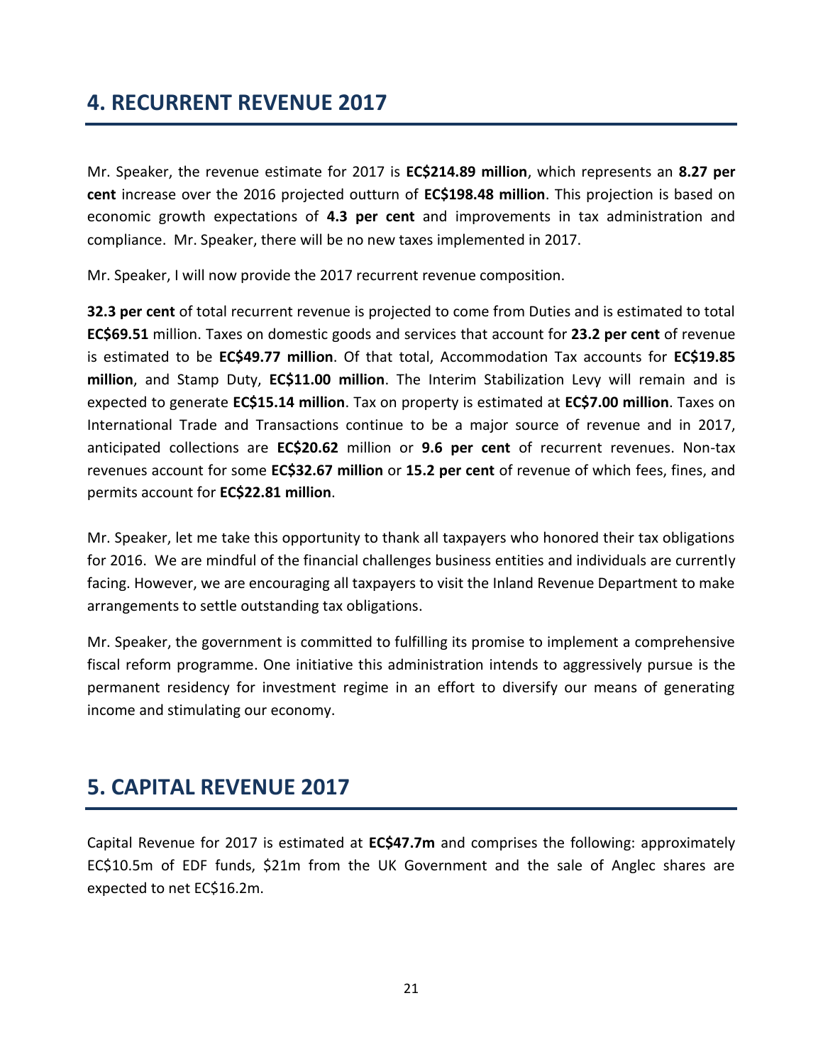## 4. RECURRENT REVENUE 2017

Mr. Speaker, the revenue estimate for 2017 is **EC$214.89 million**, which represents an **8.27 per cent** increase over the 2016 projected outturn of **EC$198.48 million**. This projection is based on economic growth expectations of **4.3 per cent** and improvements in tax administration and compliance. Mr. Speaker, there will be no new taxes implemented in 2017.

Mr. Speaker, I will now provide the 2017 recurrent revenue composition.

**32.3 per cent** of total recurrent revenue is projected to come from Duties and is estimated to total **EC$69.51** million. Taxes on domestic goods and services that account for **23.2 per cent** of revenue is estimated to be **EC$49.77 million**. Of that total, Accommodation Tax accounts for **EC$19.85 million**, and Stamp Duty, **EC$11.00 million**. The Interim Stabilization Levy will remain and is expected to generate **EC$15.14 million**. Tax on property is estimated at **EC$7.00 million**. Taxes on International Trade and Transactions continue to be a major source of revenue and in 2017, anticipated collections are **EC$20.62** million or **9.6 per cent** of recurrent revenues. Non-tax revenues account for some **EC$32.67 million** or **15.2 per cent** of revenue of which fees, fines, and permits account for **EC$22.81 million**.

Mr. Speaker, let me take this opportunity to thank all taxpayers who honored their tax obligations for 2016. We are mindful of the financial challenges business entities and individuals are currently facing. However, we are encouraging all taxpayers to visit the Inland Revenue Department to make arrangements to settle outstanding tax obligations.

Mr. Speaker, the government is committed to fulfilling its promise to implement a comprehensive fiscal reform programme. One initiative this administration intends to aggressively pursue is the permanent residency for investment regime in an effort to diversify our means of generating income and stimulating our economy.

## 5. CAPITAL REVENUE 2017

Capital Revenue for 2017 is estimated at **EC$47.7m** and comprises the following: approximately EC$10.5m of EDF funds, $21m from the UK Government and the sale of Anglec shares are expected to net EC$16.2m.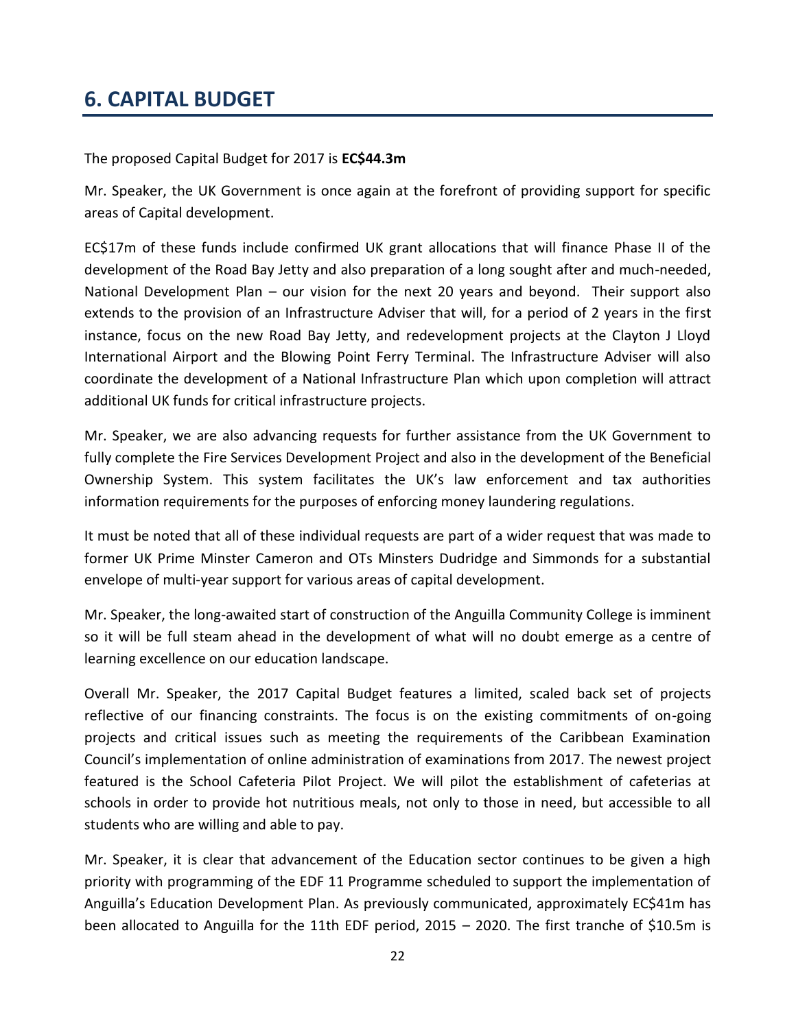# 6. CAPITAL BUDGET

The proposed Capital Budget for 2017 is **EC$44.3m**

Mr. Speaker, the UK Government is once again at the forefront of providing support for specific areas of Capital development.

EC$17m of these funds include confirmed UK grant allocations that will finance Phase II of the development of the Road Bay Jetty and also preparation of a long sought after and much-needed, National Development Plan – our vision for the next 20 years and beyond. Their support also extends to the provision of an Infrastructure Adviser that will, for a period of 2 years in the first instance, focus on the new Road Bay Jetty, and redevelopment projects at the Clayton J Lloyd International Airport and the Blowing Point Ferry Terminal. The Infrastructure Adviser will also coordinate the development of a National Infrastructure Plan which upon completion will attract additional UK funds for critical infrastructure projects.

Mr. Speaker, we are also advancing requests for further assistance from the UK Government to fully complete the Fire Services Development Project and also in the development of the Beneficial Ownership System. This system facilitates the UK's law enforcement and tax authorities information requirements for the purposes of enforcing money laundering regulations.

It must be noted that all of these individual requests are part of a wider request that was made to former UK Prime Minster Cameron and OTs Minsters Dudridge and Simmonds for a substantial envelope of multi-year support for various areas of capital development.

Mr. Speaker, the long-awaited start of construction of the Anguilla Community College is imminent so it will be full steam ahead in the development of what will no doubt emerge as a centre of learning excellence on our education landscape.

Overall Mr. Speaker, the 2017 Capital Budget features a limited, scaled back set of projects reflective of our financing constraints. The focus is on the existing commitments of on-going projects and critical issues such as meeting the requirements of the Caribbean Examination Council's implementation of online administration of examinations from 2017. The newest project featured is the School Cafeteria Pilot Project. We will pilot the establishment of cafeterias at schools in order to provide hot nutritious meals, not only to those in need, but accessible to all students who are willing and able to pay.

Mr. Speaker, it is clear that advancement of the Education sector continues to be given a high priority with programming of the EDF 11 Programme scheduled to support the implementation of Anguilla's Education Development Plan. As previously communicated, approximately EC$41m has been allocated to Anguilla for the 11th EDF period, 2015 – 2020. The first tranche of $10.5m is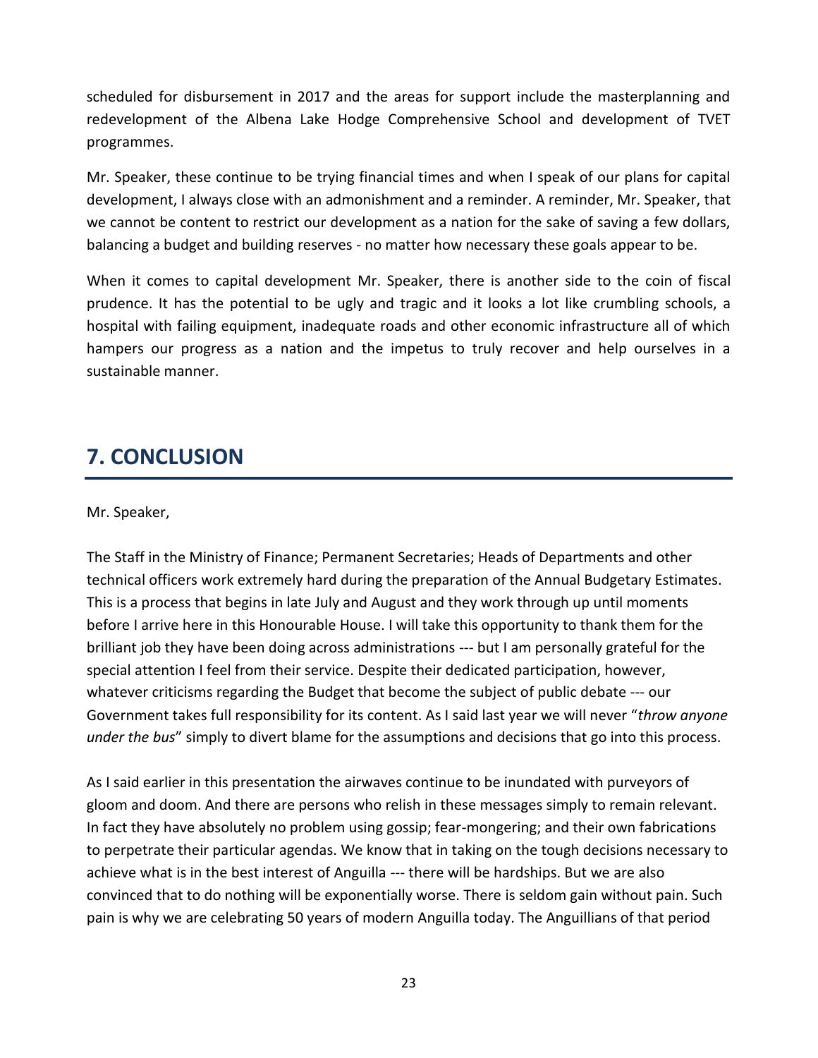scheduled for disbursement in 2017 and the areas for support include the masterplanning and redevelopment of the Albena Lake Hodge Comprehensive School and development of TVET programmes.

Mr. Speaker, these continue to be trying financial times and when I speak of our plans for capital development, I always close with an admonishment and a reminder. A reminder, Mr. Speaker, that we cannot be content to restrict our development as a nation for the sake of saving a few dollars, balancing a budget and building reserves - no matter how necessary these goals appear to be.

When it comes to capital development Mr. Speaker, there is another side to the coin of fiscal prudence. It has the potential to be ugly and tragic and it looks a lot like crumbling schools, a hospital with failing equipment, inadequate roads and other economic infrastructure all of which hampers our progress as a nation and the impetus to truly recover and help ourselves in a sustainable manner.

## 7. CONCLUSION

Mr. Speaker,

The Staff in the Ministry of Finance; Permanent Secretaries; Heads of Departments and other technical officers work extremely hard during the preparation of the Annual Budgetary Estimates. This is a process that begins in late July and August and they work through up until moments before I arrive here in this Honourable House. I will take this opportunity to thank them for the brilliant job they have been doing across administrations --- but I am personally grateful for the special attention I feel from their service. Despite their dedicated participation, however, whatever criticisms regarding the Budget that become the subject of public debate --- our Government takes full responsibility for its content. As I said last year we will never "*throw anyone under the bus*" simply to divert blame for the assumptions and decisions that go into this process.

As I said earlier in this presentation the airwaves continue to be inundated with purveyors of gloom and doom. And there are persons who relish in these messages simply to remain relevant. In fact they have absolutely no problem using gossip; fear-mongering; and their own fabrications to perpetrate their particular agendas. We know that in taking on the tough decisions necessary to achieve what is in the best interest of Anguilla --- there will be hardships. But we are also convinced that to do nothing will be exponentially worse. There is seldom gain without pain. Such pain is why we are celebrating 50 years of modern Anguilla today. The Anguillians of that period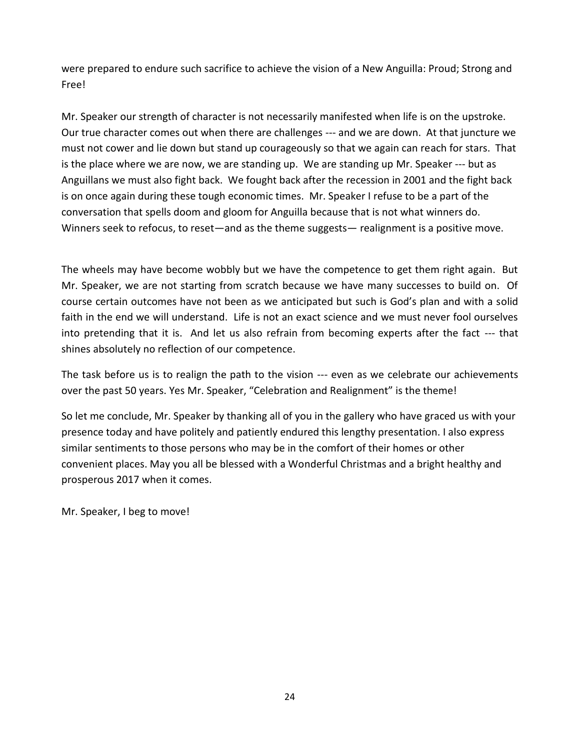were prepared to endure such sacrifice to achieve the vision of a New Anguilla: Proud; Strong and Free!

Mr. Speaker our strength of character is not necessarily manifested when life is on the upstroke. Our true character comes out when there are challenges --- and we are down. At that juncture we must not cower and lie down but stand up courageously so that we again can reach for stars. That is the place where we are now, we are standing up. We are standing up Mr. Speaker --- but as Anguillans we must also fight back. We fought back after the recession in 2001 and the fight back is on once again during these tough economic times. Mr. Speaker I refuse to be a part of the conversation that spells doom and gloom for Anguilla because that is not what winners do. Winners seek to refocus, to reset—and as the theme suggests— realignment is a positive move.

The wheels may have become wobbly but we have the competence to get them right again. But Mr. Speaker, we are not starting from scratch because we have many successes to build on. Of course certain outcomes have not been as we anticipated but such is God's plan and with a solid faith in the end we will understand. Life is not an exact science and we must never fool ourselves into pretending that it is. And let us also refrain from becoming experts after the fact --- that shines absolutely no reflection of our competence.

The task before us is to realign the path to the vision --- even as we celebrate our achievements over the past 50 years. Yes Mr. Speaker, "Celebration and Realignment" is the theme!

So let me conclude, Mr. Speaker by thanking all of you in the gallery who have graced us with your presence today and have politely and patiently endured this lengthy presentation. I also express similar sentiments to those persons who may be in the comfort of their homes or other convenient places. May you all be blessed with a Wonderful Christmas and a bright healthy and prosperous 2017 when it comes.

Mr. Speaker, I beg to move!